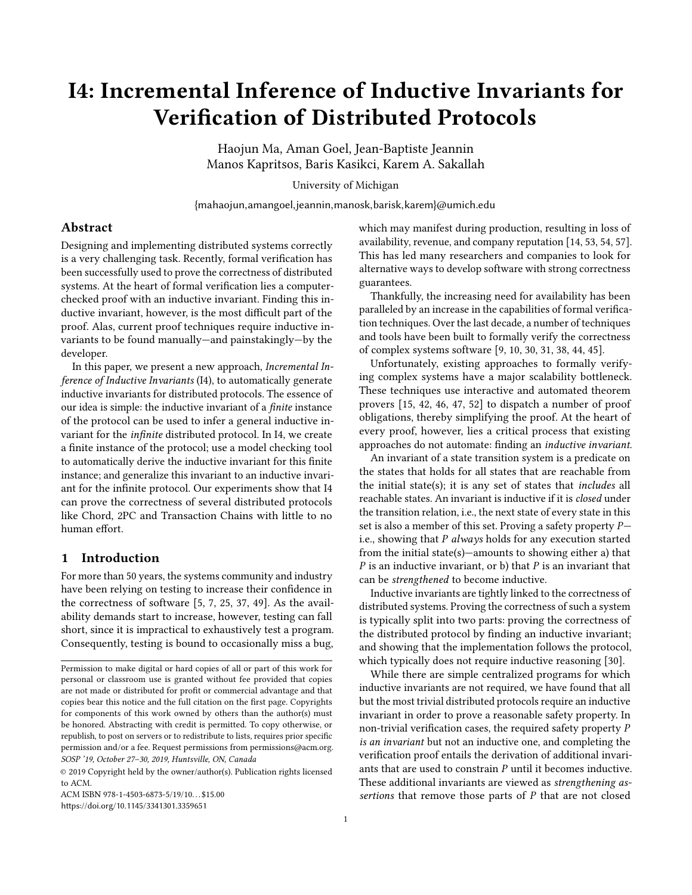# I4: Incremental Inference of Inductive Invariants for Verification of Distributed Protocols

Haojun Ma, Aman Goel, Jean-Baptiste Jeannin
Manos Kapritsos, Baris Kasikci, Karem A. Sakallah

University of Michigan

{mahaojun,amangoel,jeannin,manosk,barisk,karem}@umich.edu

## Abstract

Designing and implementing distributed systems correctly is a very challenging task. Recently, formal verification has been successfully used to prove the correctness of distributed systems. At the heart of formal verification lies a computer-checked proof with an inductive invariant. Finding this inductive invariant, however, is the most difficult part of the proof. Alas, current proof techniques require inductive invariants to be found manually—and painstakingly—by the developer.

In this paper, we present a new approach, *Incremental Inference of Inductive Invariants* (I4), to automatically generate inductive invariants for distributed protocols. The essence of our idea is simple: the inductive invariant of a *finite* instance of the protocol can be used to infer a general inductive invariant for the *infinite* distributed protocol. In I4, we create a finite instance of the protocol; use a model checking tool to automatically derive the inductive invariant for this finite instance; and generalize this invariant to an inductive invariant for the infinite protocol. Our experiments show that I4 can prove the correctness of several distributed protocols like Chord, 2PC and Transaction Chains with little to no human effort.

## 1 Introduction

For more than 50 years, the systems community and industry have been relying on testing to increase their confidence in the correctness of software [5, 7, 25, 37, 49]. As the availability demands start to increase, however, testing can fall short, since it is impractical to exhaustively test a program. Consequently, testing is bound to occasionally miss a bug, which may manifest during production, resulting in loss of availability, revenue, and company reputation [14, 53, 54, 57]. This has led many researchers and companies to look for alternative ways to develop software with strong correctness guarantees.

Thankfully, the increasing need for availability has been paralleled by an increase in the capabilities of formal verification techniques. Over the last decade, a number of techniques and tools have been built to formally verify the correctness of complex systems software [9, 10, 30, 31, 38, 44, 45].

Unfortunately, existing approaches to formally verifying complex systems have a major scalability bottleneck. These techniques use interactive and automated theorem provers [15, 42, 46, 47, 52] to dispatch a number of proof obligations, thereby simplifying the proof. At the heart of every proof, however, lies a critical process that existing approaches do not automate: finding an *inductive invariant*.

An invariant of a state transition system is a predicate on the states that holds for all states that are reachable from the initial state(s); it is any set of states that *includes* all reachable states. An invariant is inductive if it is *closed* under the transition relation, i.e., the next state of every state in this set is also a member of this set. Proving a safety property $P$—i.e., showing that $P$ *always* holds for any execution started from the initial state(s)—amounts to showing either a) that $P$ is an inductive invariant, or b) that $P$ is an invariant that can be *strengthened* to become inductive.

Inductive invariants are tightly linked to the correctness of distributed systems. Proving the correctness of such a system is typically split into two parts: proving the correctness of the distributed protocol by finding an inductive invariant; and showing that the implementation follows the protocol, which typically does not require inductive reasoning [30].

While there are simple centralized programs for which inductive invariants are not required, we have found that all but the most trivial distributed protocols require an inductive invariant in order to prove a reasonable safety property. In non-trivial verification cases, the required safety property $P$ *is an invariant* but not an inductive one, and completing the verification proof entails the derivation of additional invariants that are used to constrain $P$ until it becomes inductive. These additional invariants are viewed as *strengthening assertions* that remove those parts of $P$ that are not closed

Permission to make digital or hard copies of all or part of this work for personal or classroom use is granted without fee provided that copies are not made or distributed for profit or commercial advantage and that copies bear this notice and the full citation on the first page. Copyrights for components of this work owned by others than the author(s) must be honored. Abstracting with credit is permitted. To copy otherwise, or republish, to post on servers or to redistribute to lists, requires prior specific permission and/or a fee. Request permissions from permissions@acm.org.
*SOSP '19, October 27–30, 2019, Huntsville, ON, Canada*

© 2019 Copyright held by the owner/author(s). Publication rights licensed to ACM.

ACM ISBN 978-1-4503-6873-5/19/10...$15.00
https://doi.org/10.1145/3341301.3359651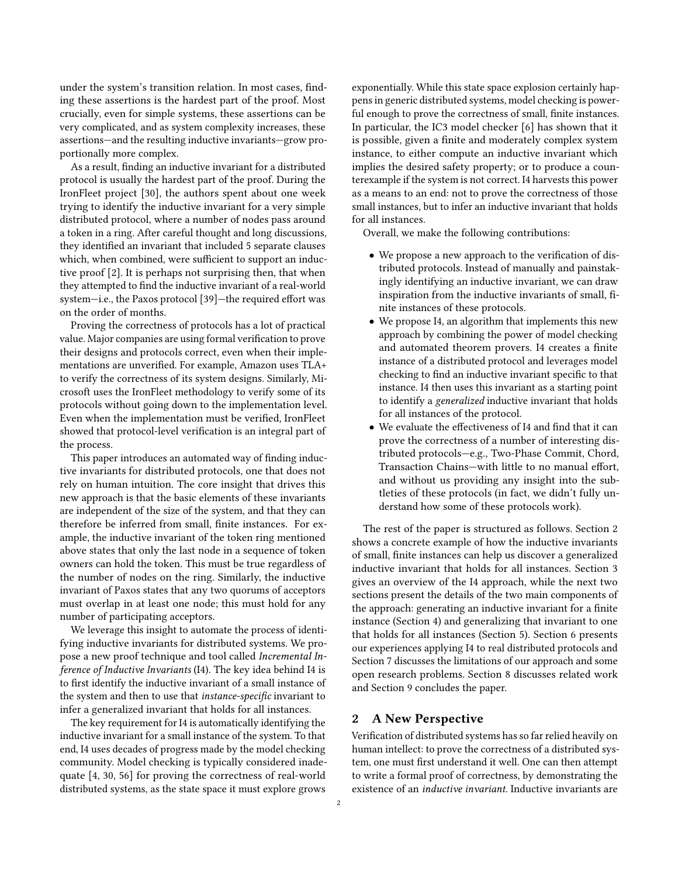under the system's transition relation. In most cases, finding these assertions is the hardest part of the proof. Most crucially, even for simple systems, these assertions can be very complicated, and as system complexity increases, these assertions—and the resulting inductive invariants—grow proportionally more complex.

As a result, finding an inductive invariant for a distributed protocol is usually the hardest part of the proof. During the IronFleet project [30], the authors spent about one week trying to identify the inductive invariant for a very simple distributed protocol, where a number of nodes pass around a token in a ring. After careful thought and long discussions, they identified an invariant that included 5 separate clauses which, when combined, were sufficient to support an inductive proof [2]. It is perhaps not surprising then, that when they attempted to find the inductive invariant of a real-world system—i.e., the Paxos protocol [39]—the required effort was on the order of months.

Proving the correctness of protocols has a lot of practical value. Major companies are using formal verification to prove their designs and protocols correct, even when their implementations are unverified. For example, Amazon uses TLA+ to verify the correctness of its system designs. Similarly, Microsoft uses the IronFleet methodology to verify some of its protocols without going down to the implementation level. Even when the implementation must be verified, IronFleet showed that protocol-level verification is an integral part of the process.

This paper introduces an automated way of finding inductive invariants for distributed protocols, one that does not rely on human intuition. The core insight that drives this new approach is that the basic elements of these invariants are independent of the size of the system, and that they can therefore be inferred from small, finite instances. For example, the inductive invariant of the token ring mentioned above states that only the last node in a sequence of token owners can hold the token. This must be true regardless of the number of nodes on the ring. Similarly, the inductive invariant of Paxos states that any two quorums of acceptors must overlap in at least one node; this must hold for any number of participating acceptors.

We leverage this insight to automate the process of identifying inductive invariants for distributed systems. We propose a new proof technique and tool called *Incremental Inference of Inductive Invariants* (I4). The key idea behind I4 is to first identify the inductive invariant of a small instance of the system and then to use that *instance-specific* invariant to infer a generalized invariant that holds for all instances.

The key requirement for I4 is automatically identifying the inductive invariant for a small instance of the system. To that end, I4 uses decades of progress made by the model checking community. Model checking is typically considered inadequate [4, 30, 56] for proving the correctness of real-world distributed systems, as the state space it must explore grows exponentially. While this state space explosion certainly happens in generic distributed systems, model checking is powerful enough to prove the correctness of small, finite instances. In particular, the IC3 model checker [6] has shown that it is possible, given a finite and moderately complex system instance, to either compute an inductive invariant which implies the desired safety property; or to produce a counterexample if the system is not correct. I4 harvests this power as a means to an end: not to prove the correctness of those small instances, but to infer an inductive invariant that holds for all instances.

Overall, we make the following contributions:

- We propose a new approach to the verification of distributed protocols. Instead of manually and painstakingly identifying an inductive invariant, we can draw inspiration from the inductive invariants of small, finite instances of these protocols.
- We propose I4, an algorithm that implements this new approach by combining the power of model checking and automated theorem provers. I4 creates a finite instance of a distributed protocol and leverages model checking to find an inductive invariant specific to that instance. I4 then uses this invariant as a starting point to identify a *generalized* inductive invariant that holds for all instances of the protocol.
- We evaluate the effectiveness of I4 and find that it can prove the correctness of a number of interesting distributed protocols—e.g., Two-Phase Commit, Chord, Transaction Chains—with little to no manual effort, and without us providing any insight into the subtleties of these protocols (in fact, we didn't fully understand how some of these protocols work).

The rest of the paper is structured as follows. Section 2 shows a concrete example of how the inductive invariants of small, finite instances can help us discover a generalized inductive invariant that holds for all instances. Section 3 gives an overview of the I4 approach, while the next two sections present the details of the two main components of the approach: generating an inductive invariant for a finite instance (Section 4) and generalizing that invariant to one that holds for all instances (Section 5). Section 6 presents our experiences applying I4 to real distributed protocols and Section 7 discusses the limitations of our approach and some open research problems. Section 8 discusses related work and Section 9 concludes the paper.

## 2 A New Perspective

Verification of distributed systems has so far relied heavily on human intellect: to prove the correctness of a distributed system, one must first understand it well. One can then attempt to write a formal proof of correctness, by demonstrating the existence of an *inductive invariant*. Inductive invariants are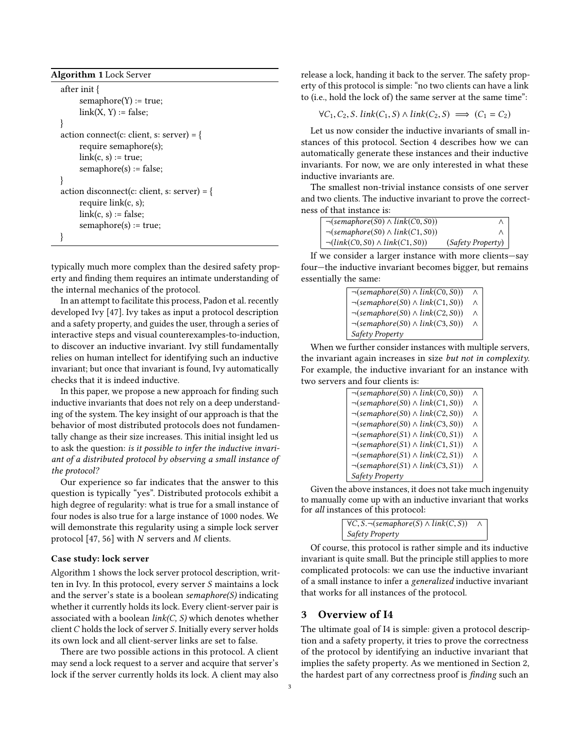**Algorithm 1** Lock Server

```
after init {
    semaphore(Y) := true;
    link(X, Y) := false;
}
action connect(c: client, s: server) = {
    require semaphore(s);
    link(c, s) := true;
    semaphore(s) := false;
}
action disconnect(c: client, s: server) = {
    require link(c, s);
    link(c, s) := false;
    semaphore(s) := true;
}
```

typically much more complex than the desired safety property and finding them requires an intimate understanding of the internal mechanics of the protocol.

In an attempt to facilitate this process, Padon et al. recently developed Ivy [47]. Ivy takes as input a protocol description and a safety property, and guides the user, through a series of interactive steps and visual counterexamples-to-induction, to discover an inductive invariant. Ivy still fundamentally relies on human intellect for identifying such an inductive invariant; but once that invariant is found, Ivy automatically checks that it is indeed inductive.

In this paper, we propose a new approach for finding such inductive invariants that does not rely on a deep understanding of the system. The key insight of our approach is that the behavior of most distributed protocols does not fundamentally change as their size increases. This initial insight led us to ask the question: *is it possible to infer the inductive invariant of a distributed protocol by observing a small instance of the protocol?*

Our experience so far indicates that the answer to this question is typically "yes". Distributed protocols exhibit a high degree of regularity: what is true for a small instance of four nodes is also true for a large instance of 1000 nodes. We will demonstrate this regularity using a simple lock server protocol [47, 56] with $N$ servers and $M$ clients.

### Case study: lock server

Algorithm 1 shows the lock server protocol description, written in Ivy. In this protocol, every server $S$ maintains a lock and the server's state is a boolean *semaphore(S)* indicating whether it currently holds its lock. Every client-server pair is associated with a boolean *link(C, S)* which denotes whether client $C$ holds the lock of server $S$. Initially every server holds its own lock and all client-server links are set to false.

There are two possible actions in this protocol. A client may send a lock request to a server and acquire that server's lock if the server currently holds its lock. A client may also release a lock, handing it back to the server. The safety property of this protocol is simple: "no two clients can have a link to (i.e., hold the lock of) the same server at the same time":

$$\forall C_1, C_2, S.\ link(C_1, S) \wedge link(C_2, S) \implies (C_1 = C_2)$$

Let us now consider the inductive invariants of small instances of this protocol. Section 4 describes how we can automatically generate these instances and their inductive invariants. For now, we are only interested in what these inductive invariants are.

The smallest non-trivial instance consists of one server and two clients. The inductive invariant to prove the correctness of that instance is:

$$\begin{array}{|ll|}\hline \neg(semaphore(S0) \wedge link(C0, S0)) & \wedge \\ \neg(semaphore(S0) \wedge link(C1, S0)) & \wedge \\ \neg(link(C0, S0) \wedge link(C1, S0)) & (\textit{Safety Property}) \\ \hline \end{array}$$

If we consider a larger instance with more clients—say four—the inductive invariant becomes bigger, but remains essentially the same:

$$\begin{array}{|ll|}\hline \neg(semaphore(S0) \wedge link(C0, S0)) & \wedge \\ \neg(semaphore(S0) \wedge link(C1, S0)) & \wedge \\ \neg(semaphore(S0) \wedge link(C2, S0)) & \wedge \\ \neg(semaphore(S0) \wedge link(C3, S0)) & \wedge \\ \textit{Safety Property} & \\ \hline \end{array}$$

When we further consider instances with multiple servers, the invariant again increases in size *but not in complexity*. For example, the inductive invariant for an instance with two servers and four clients is:

$$\begin{array}{|ll|}\hline \neg(semaphore(S0) \wedge link(C0, S0)) & \wedge \\ \neg(semaphore(S0) \wedge link(C1, S0)) & \wedge \\ \neg(semaphore(S0) \wedge link(C2, S0)) & \wedge \\ \neg(semaphore(S0) \wedge link(C3, S0)) & \wedge \\ \neg(semaphore(S1) \wedge link(C0, S1)) & \wedge \\ \neg(semaphore(S1) \wedge link(C1, S1)) & \wedge \\ \neg(semaphore(S1) \wedge link(C2, S1)) & \wedge \\ \neg(semaphore(S1) \wedge link(C3, S1)) & \wedge \\ \textit{Safety Property} & \\ \hline \end{array}$$

Given the above instances, it does not take much ingenuity to manually come up with an inductive invariant that works for *all* instances of this protocol:

$$\begin{array}{|ll|}\hline \forall C, S. \neg(semaphore(S) \wedge link(C, S)) & \wedge \\ \textit{Safety Property} & \\ \hline \end{array}$$

Of course, this protocol is rather simple and its inductive invariant is quite small. But the principle still applies to more complicated protocols: we can use the inductive invariant of a small instance to infer a *generalized* inductive invariant that works for all instances of the protocol.

## 3 Overview of I4

The ultimate goal of I4 is simple: given a protocol description and a safety property, it tries to prove the correctness of the protocol by identifying an inductive invariant that implies the safety property. As we mentioned in Section 2, the hardest part of any correctness proof is *finding* such an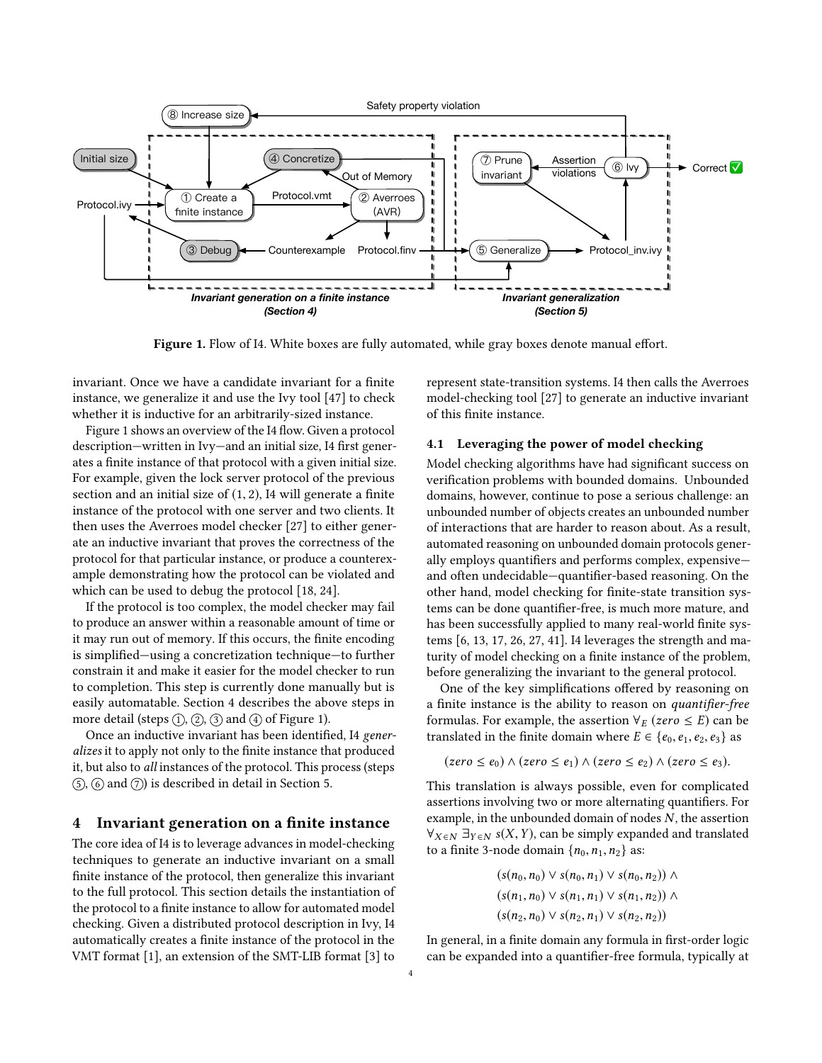Figure 1. Flow of I4. White boxes are fully automated, while gray boxes denote manual effort.

invariant. Once we have a candidate invariant for a finite instance, we generalize it and use the Ivy tool [47] to check whether it is inductive for an arbitrarily-sized instance.

Figure 1 shows an overview of the I4 flow. Given a protocol description—written in Ivy—and an initial size, I4 first generates a finite instance of that protocol with a given initial size. For example, given the lock server protocol of the previous section and an initial size of $(1, 2)$, I4 will generate a finite instance of the protocol with one server and two clients. It then uses the Averroes model checker [27] to either generate an inductive invariant that proves the correctness of the protocol for that particular instance, or produce a counterexample demonstrating how the protocol can be violated and which can be used to debug the protocol [18, 24].

If the protocol is too complex, the model checker may fail to produce an answer within a reasonable amount of time or it may run out of memory. If this occurs, the finite encoding is simplified—using a concretization technique—to further constrain it and make it easier for the model checker to run to completion. This step is currently done manually but is easily automatable. Section 4 describes the above steps in more detail (steps ①, ②, ③ and ④ of Figure 1).

Once an inductive invariant has been identified, I4 *generalizes* it to apply not only to the finite instance that produced it, but also to *all* instances of the protocol. This process (steps ⑤, ⑥ and ⑦) is described in detail in Section 5.

## 4 Invariant generation on a finite instance

The core idea of I4 is to leverage advances in model-checking techniques to generate an inductive invariant on a small finite instance of the protocol, then generalize this invariant to the full protocol. This section details the instantiation of the protocol to a finite instance to allow for automated model checking. Given a distributed protocol description in Ivy, I4 automatically creates a finite instance of the protocol in the VMT format [1], an extension of the SMT-LIB format [3] to represent state-transition systems. I4 then calls the Averroes model-checking tool [27] to generate an inductive invariant of this finite instance.

### 4.1 Leveraging the power of model checking

Model checking algorithms have had significant success on verification problems with bounded domains. Unbounded domains, however, continue to pose a serious challenge: an unbounded number of objects creates an unbounded number of interactions that are harder to reason about. As a result, automated reasoning on unbounded domain protocols generally employs quantifiers and performs complex, expensive—and often undecidable—quantifier-based reasoning. On the other hand, model checking for finite-state transition systems can be done quantifier-free, is much more mature, and has been successfully applied to many real-world finite systems [6, 13, 17, 26, 27, 41]. I4 leverages the strength and maturity of model checking on a finite instance of the problem, before generalizing the invariant to the general protocol.

One of the key simplifications offered by reasoning on a finite instance is the ability to reason on *quantifier-free* formulas. For example, the assertion $\forall_E\ (zero \leq E)$ can be translated in the finite domain where $E \in \{e_0, e_1, e_2, e_3\}$ as

$$(zero \leq e_0) \land (zero \leq e_1) \land (zero \leq e_2) \land (zero \leq e_3).$$

This translation is always possible, even for complicated assertions involving two or more alternating quantifiers. For example, in the unbounded domain of nodes $N$, the assertion $\forall_{X \in N}\ \exists_{Y \in N}\ s(X, Y)$, can be simply expanded and translated to a finite 3-node domain $\{n_0, n_1, n_2\}$ as:

$$\begin{aligned}
&(s(n_0, n_0) \lor s(n_0, n_1) \lor s(n_0, n_2)) \land \\
&(s(n_1, n_0) \lor s(n_1, n_1) \lor s(n_1, n_2)) \land \\
&(s(n_2, n_0) \lor s(n_2, n_1) \lor s(n_2, n_2))
\end{aligned}$$

In general, in a finite domain any formula in first-order logic can be expanded into a quantifier-free formula, typically at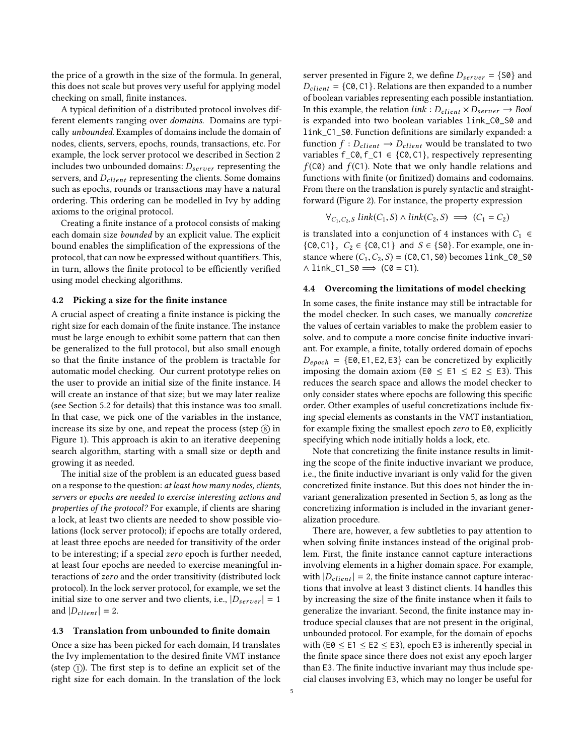the price of a growth in the size of the formula. In general, this does not scale but proves very useful for applying model checking on small, finite instances.

A typical definition of a distributed protocol involves different elements ranging over *domains*. Domains are typically *unbounded*. Examples of domains include the domain of nodes, clients, servers, epochs, rounds, transactions, etc. For example, the lock server protocol we described in Section 2 includes two unbounded domains: $D_{server}$ representing the servers, and $D_{client}$ representing the clients. Some domains such as epochs, rounds or transactions may have a natural ordering. This ordering can be modelled in Ivy by adding axioms to the original protocol.

Creating a finite instance of a protocol consists of making each domain size *bounded* by an explicit value. The explicit bound enables the simplification of the expressions of the protocol, that can now be expressed without quantifiers. This, in turn, allows the finite protocol to be efficiently verified using model checking algorithms.

### 4.2 Picking a size for the finite instance

A crucial aspect of creating a finite instance is picking the right size for each domain of the finite instance. The instance must be large enough to exhibit some pattern that can then be generalized to the full protocol, but also small enough so that the finite instance of the problem is tractable for automatic model checking. Our current prototype relies on the user to provide an initial size of the finite instance. I4 will create an instance of that size; but we may later realize (see Section 5.2 for details) that this instance was too small. In that case, we pick one of the variables in the instance, increase its size by one, and repeat the process (step ⑧ in Figure 1). This approach is akin to an iterative deepening search algorithm, starting with a small size or depth and growing it as needed.

The initial size of the problem is an educated guess based on a response to the question: *at least how many nodes, clients, servers or epochs are needed to exercise interesting actions and properties of the protocol?* For example, if clients are sharing a lock, at least two clients are needed to show possible violations (lock server protocol); if epochs are totally ordered, at least three epochs are needed for transitivity of the order to be interesting; if a special *zero* epoch is further needed, at least four epochs are needed to exercise meaningful interactions of *zero* and the order transitivity (distributed lock protocol). In the lock server protocol, for example, we set the initial size to one server and two clients, i.e., $|D_{server}| = 1$ and $|D_{client}| = 2$.

### 4.3 Translation from unbounded to finite domain

Once a size has been picked for each domain, I4 translates the Ivy implementation to the desired finite VMT instance (step ①). The first step is to define an explicit set of the right size for each domain. In the translation of the lock server presented in Figure 2, we define $D_{server} = \{\texttt{S0}\}$ and $D_{client} = \{\texttt{C0}, \texttt{C1}\}$. Relations are then expanded to a number of boolean variables representing each possible instantiation. In this example, the relation $link : D_{client} \times D_{server} \rightarrow Bool$ is expanded into two boolean variables `link_C0_S0` and `link_C1_S0`. Function definitions are similarly expanded: a function $f : D_{client} \rightarrow D_{client}$ would be translated to two variables $\texttt{f\_C0}, \texttt{f\_C1} \in \{\texttt{C0}, \texttt{C1}\}$, respectively representing $f(\texttt{C0})$ and $f(\texttt{C1})$. Note that we only handle relations and functions with finite (or finitized) domains and codomains. From there on the translation is purely syntactic and straightforward (Figure 2). For instance, the property expression

$$\forall_{C_1,C_2,S}\ link(C_1,S) \wedge link(C_2,S) \implies (C_1 = C_2)$$

is translated into a conjunction of 4 instances with $C_1 \in \{\texttt{C0}, \texttt{C1}\}$, $C_2 \in \{\texttt{C0}, \texttt{C1}\}$ and $S \in \{\texttt{S0}\}$. For example, one instance where $(C_1, C_2, S) = (\texttt{C0}, \texttt{C1}, \texttt{S0})$ becomes $\texttt{link\_C0\_S0} \wedge \texttt{link\_C1\_S0} \implies (\texttt{C0} = \texttt{C1})$.

### 4.4 Overcoming the limitations of model checking

In some cases, the finite instance may still be intractable for the model checker. In such cases, we manually *concretize* the values of certain variables to make the problem easier to solve, and to compute a more concise finite inductive invariant. For example, a finite, totally ordered domain of epochs $D_{epoch} = \{\texttt{E0}, \texttt{E1}, \texttt{E2}, \texttt{E3}\}$ can be concretized by explicitly imposing the domain axiom ($\texttt{E0} \le \texttt{E1} \le \texttt{E2} \le \texttt{E3}$). This reduces the search space and allows the model checker to only consider states where epochs are following this specific order. Other examples of useful concretizations include fixing special elements as constants in the VMT instantiation, for example fixing the smallest epoch *zero* to E0, explicitly specifying which node initially holds a lock, etc.

Note that concretizing the finite instance results in limiting the scope of the finite inductive invariant we produce, i.e., the finite inductive invariant is only valid for the given concretized finite instance. But this does not hinder the invariant generalization presented in Section 5, as long as the concretizing information is included in the invariant generalization procedure.

There are, however, a few subtleties to pay attention to when solving finite instances instead of the original problem. First, the finite instance cannot capture interactions involving elements in a higher domain space. For example, with $|D_{client}| = 2$, the finite instance cannot capture interactions that involve at least 3 distinct clients. I4 handles this by increasing the size of the finite instance when it fails to generalize the invariant. Second, the finite instance may introduce special clauses that are not present in the original, unbounded protocol. For example, for the domain of epochs with ($\texttt{E0} \le \texttt{E1} \le \texttt{E2} \le \texttt{E3}$), epoch E3 is inherently special in the finite space since there does not exist any epoch larger than E3. The finite inductive invariant may thus include special clauses involving E3, which may no longer be useful for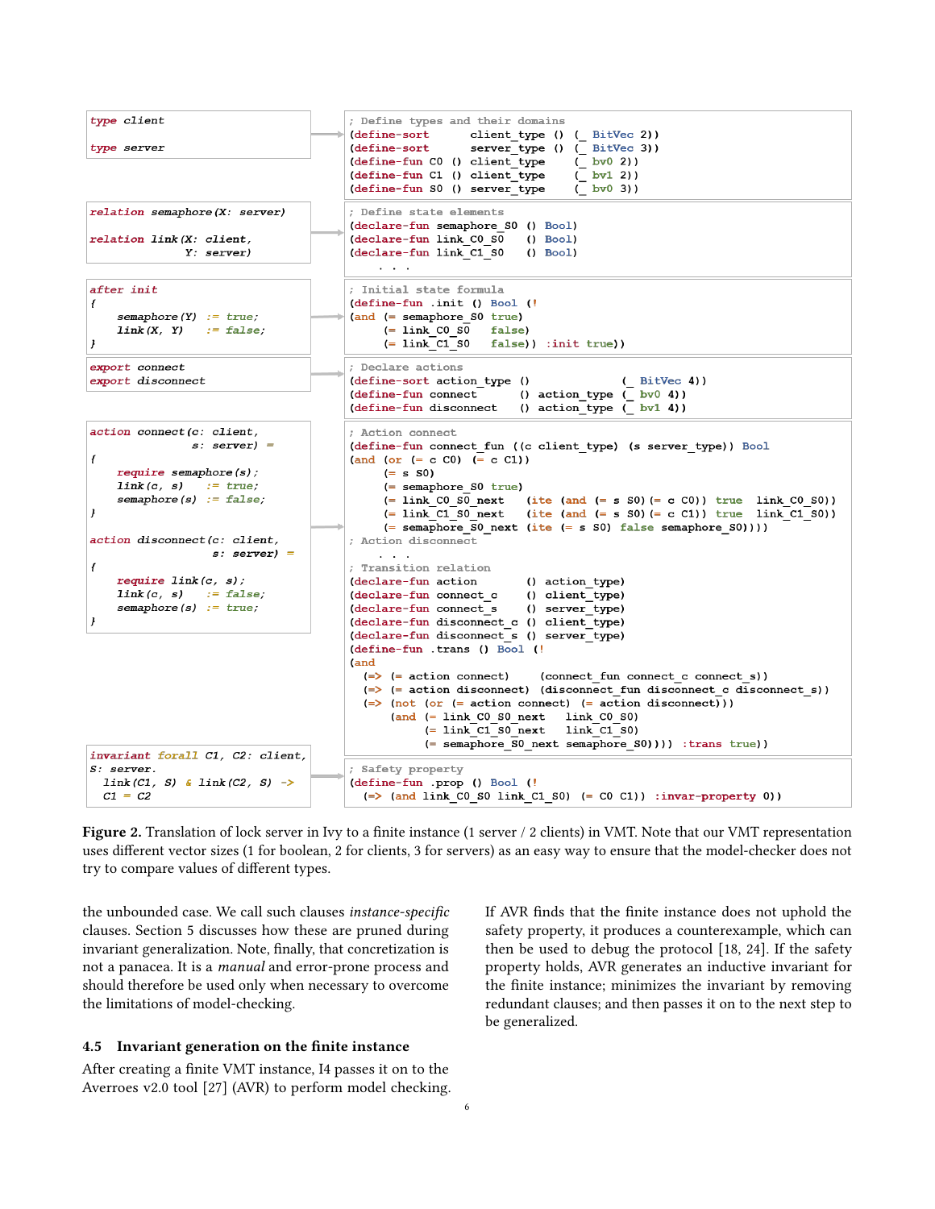```
type client

type server
```

```
; Define types and their domains
(define-sort      client_type  ()  (_ BitVec 2))
(define-sort      server_type  ()  (_ BitVec 3))
(define-fun C0  () client_type     (_ bv0 2))
(define-fun C1  () client_type     (_ bv1 2))
(define-fun S0  () server_type     (_ bv0 3))
```

```
relation semaphore(X: server)

relation link(X: client,
              Y: server)
```

```
; Define state elements
(declare-fun semaphore_S0  () Bool)
(declare-fun link_C0_S0    () Bool)
(declare-fun link_C1_S0    () Bool)
    . . .
```

```
after init
{
    semaphore(Y)  := true;
    link(X, Y)    := false;
}
```

```
; Initial state formula
(define-fun .init () Bool (!
(and (= semaphore_S0 true)
     (= link_C0_S0   false)
     (= link_C1_S0   false)) :init true))
```

```
export connect
export disconnect
```

```
; Declare actions
(define-sort action_type  ()              (_ BitVec 4))
(define-fun connect      () action_type  (_ bv0 4))
(define-fun disconnect   () action_type  (_ bv1 4))
```

```
action connect(c: client,
               s: server) =
{
    require semaphore(s);
    link(c, s)    := true;
    semaphore(s)  := false;
}

action disconnect(c: client,
                  s: server) =
{
    require link(c, s);
    link(c, s)    := false;
    semaphore(s)  := true;
}
```

```
; Action connect
(define-fun connect_fun ((c client_type) (s server_type)) Bool
(and (or (= c C0) (= c C1))
     (= s S0)
     (= semaphore_S0 true)
     (= link_C0_S0_next   (ite (and (= s S0)(= c C0)) true  link_C0_S0))
     (= link_C1_S0_next   (ite (and (= s S0)(= c C1)) true  link_C1_S0))
     (= semaphore_S0_next (ite (= s S0) false semaphore_S0))))
; Action disconnect
    . . .
; Transition relation
(declare-fun action       () action_type)
(declare-fun connect_c    () client_type)
(declare-fun connect_s    () server_type)
(declare-fun disconnect_c () client_type)
(declare-fun disconnect_s () server_type)
(define-fun .trans () Bool (!
(and
  (=> (= action connect)    (connect_fun connect_c connect_s))
  (=> (= action disconnect) (disconnect_fun disconnect_c disconnect_s))
  (=> (not (or (= action connect) (= action disconnect)))
      (and (= link_C0_S0_next   link_C0_S0)
           (= link_C1_S0_next   link_C1_S0)
           (= semaphore_S0_next semaphore_S0)))) :trans true))
```

```
invariant forall C1, C2: client,
S: server.
  link(C1, S) & link(C2, S) ->
  C1 = C2
```

```
; Safety property
(define-fun .prop () Bool (!
  (=> (and link_C0_S0 link_C1_S0) (= C0 C1)) :invar-property 0))
```

**Figure 2.** Translation of lock server in Ivy to a finite instance (1 server / 2 clients) in VMT. Note that our VMT representation uses different vector sizes (1 for boolean, 2 for clients, 3 for servers) as an easy way to ensure that the model-checker does not try to compare values of different types.

the unbounded case. We call such clauses *instance-specific* clauses. Section 5 discusses how these are pruned during invariant generalization. Note, finally, that concretization is not a panacea. It is a *manual* and error-prone process and should therefore be used only when necessary to overcome the limitations of model-checking.

### 4.5 Invariant generation on the finite instance

After creating a finite VMT instance, I4 passes it on to the Averroes v2.0 tool [27] (AVR) to perform model checking. If AVR finds that the finite instance does not uphold the safety property, it produces a counterexample, which can then be used to debug the protocol [18, 24]. If the safety property holds, AVR generates an inductive invariant for the finite instance; minimizes the invariant by removing redundant clauses; and then passes it on to the next step to be generalized.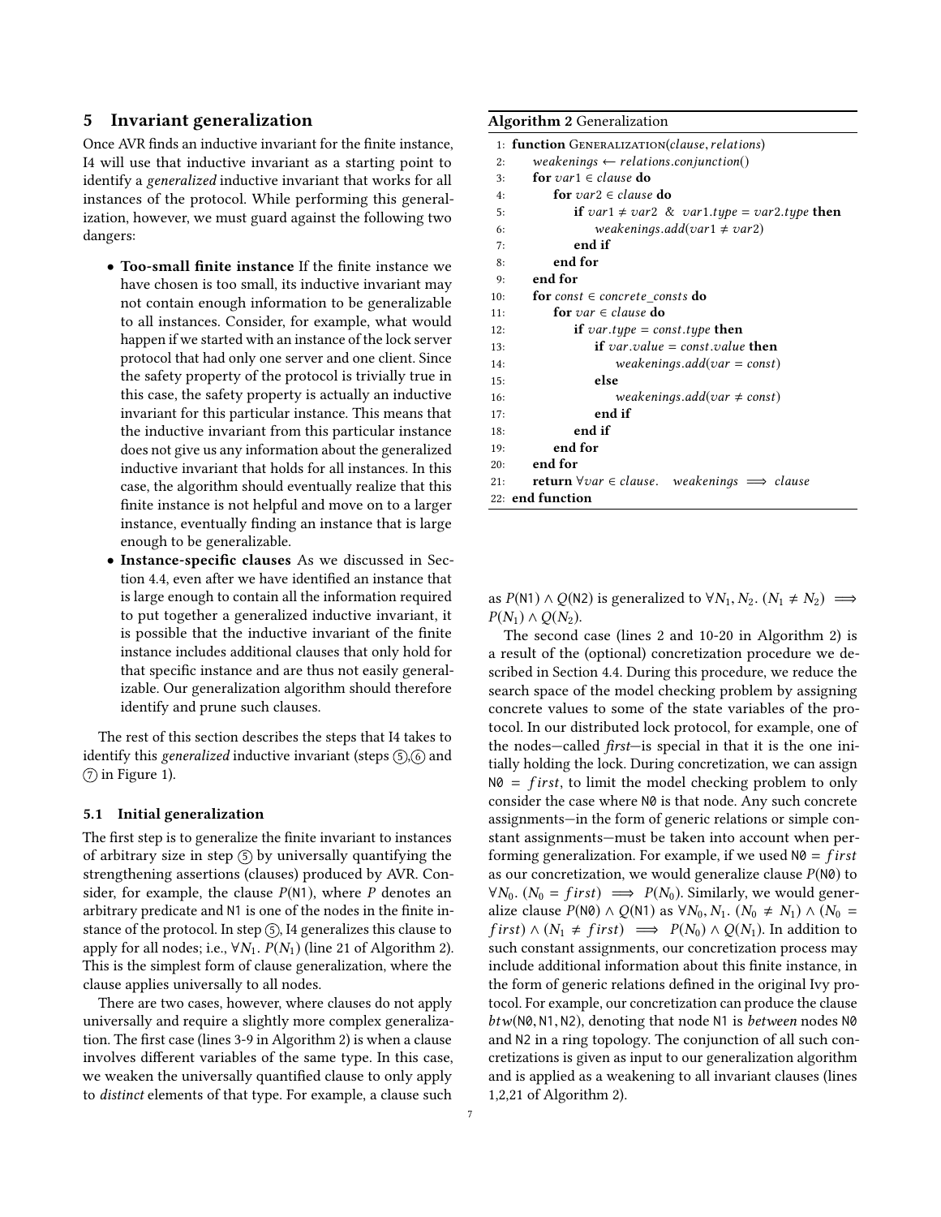## 5 Invariant generalization

Once AVR finds an inductive invariant for the finite instance, I4 will use that inductive invariant as a starting point to identify a *generalized* inductive invariant that works for all instances of the protocol. While performing this generalization, however, we must guard against the following two dangers:

- **Too-small finite instance** If the finite instance we have chosen is too small, its inductive invariant may not contain enough information to be generalizable to all instances. Consider, for example, what would happen if we started with an instance of the lock server protocol that had only one server and one client. Since the safety property of the protocol is trivially true in this case, the safety property is actually an inductive invariant for this particular instance. This means that the inductive invariant from this particular instance does not give us any information about the generalized inductive invariant that holds for all instances. In this case, the algorithm should eventually realize that this finite instance is not helpful and move on to a larger instance, eventually finding an instance that is large enough to be generalizable.
- **Instance-specific clauses** As we discussed in Section 4.4, even after we have identified an instance that is large enough to contain all the information required to put together a generalized inductive invariant, it is possible that the inductive invariant of the finite instance includes additional clauses that only hold for that specific instance and are thus not easily generalizable. Our generalization algorithm should therefore identify and prune such clauses.

The rest of this section describes the steps that I4 takes to identify this *generalized* inductive invariant (steps ⑤,⑥ and ⑦ in Figure 1).

### 5.1 Initial generalization

The first step is to generalize the finite invariant to instances of arbitrary size in step ⑤ by universally quantifying the strengthening assertions (clauses) produced by AVR. Consider, for example, the clause $P(\texttt{N1})$, where $P$ denotes an arbitrary predicate and N1 is one of the nodes in the finite instance of the protocol. In step ⑤, I4 generalizes this clause to apply for all nodes; i.e., $\forall N_1.\ P(N_1)$ (line 21 of Algorithm 2). This is the simplest form of clause generalization, where the clause applies universally to all nodes.

There are two cases, however, where clauses do not apply universally and require a slightly more complex generalization. The first case (lines 3-9 in Algorithm 2) is when a clause involves different variables of the same type. In this case, we weaken the universally quantified clause to only apply to *distinct* elements of that type. For example, a clause such as $P(\texttt{N1}) \wedge Q(\texttt{N2})$ is generalized to $\forall N_1, N_2.\ (N_1 \neq N_2) \implies P(N_1) \wedge Q(N_2)$.

**Algorithm 2** Generalization

```
 1: function GENERALIZATION(clause, relations)
 2:     weakenings ← relations.conjunction()
 3:     for var1 ∈ clause do
 4:         for var2 ∈ clause do
 5:             if var1 ≠ var2 & var1.type = var2.type then
 6:                 weakenings.add(var1 ≠ var2)
 7:             end if
 8:         end for
 9:     end for
10:     for const ∈ concrete_consts do
11:         for var ∈ clause do
12:             if var.type = const.type then
13:                 if var.value = const.value then
14:                     weakenings.add(var = const)
15:                 else
16:                     weakenings.add(var ≠ const)
17:                 end if
18:             end if
19:         end for
20:     end for
21:     return ∀var ∈ clause.   weakenings ⟹ clause
22: end function
```

The second case (lines 2 and 10-20 in Algorithm 2) is a result of the (optional) concretization procedure we described in Section 4.4. During this procedure, we reduce the search space of the model checking problem by assigning concrete values to some of the state variables of the protocol. In our distributed lock protocol, for example, one of the nodes—called *first*—is special in that it is the one initially holding the lock. During concretization, we can assign $\texttt{N0} = first$, to limit the model checking problem to only consider the case where N0 is that node. Any such concrete assignments—in the form of generic relations or simple constant assignments—must be taken into account when performing generalization. For example, if we used $\texttt{N0} = first$ as our concretization, we would generalize clause $P(\texttt{N0})$ to $\forall N_0.\ (N_0 = first) \implies P(N_0)$. Similarly, we would generalize clause $P(\texttt{N0}) \wedge Q(\texttt{N1})$ as $\forall N_0, N_1.\ (N_0 \neq N_1) \wedge (N_0 = first) \wedge (N_1 \neq first) \implies P(N_0) \wedge Q(N_1)$. In addition to such constant assignments, our concretization process may include additional information about this finite instance, in the form of generic relations defined in the original Ivy protocol. For example, our concretization can produce the clause $btw(\texttt{N0}, \texttt{N1}, \texttt{N2})$, denoting that node N1 is *between* nodes N0 and N2 in a ring topology. The conjunction of all such concretizations is given as input to our generalization algorithm and is applied as a weakening to all invariant clauses (lines 1,2,21 of Algorithm 2).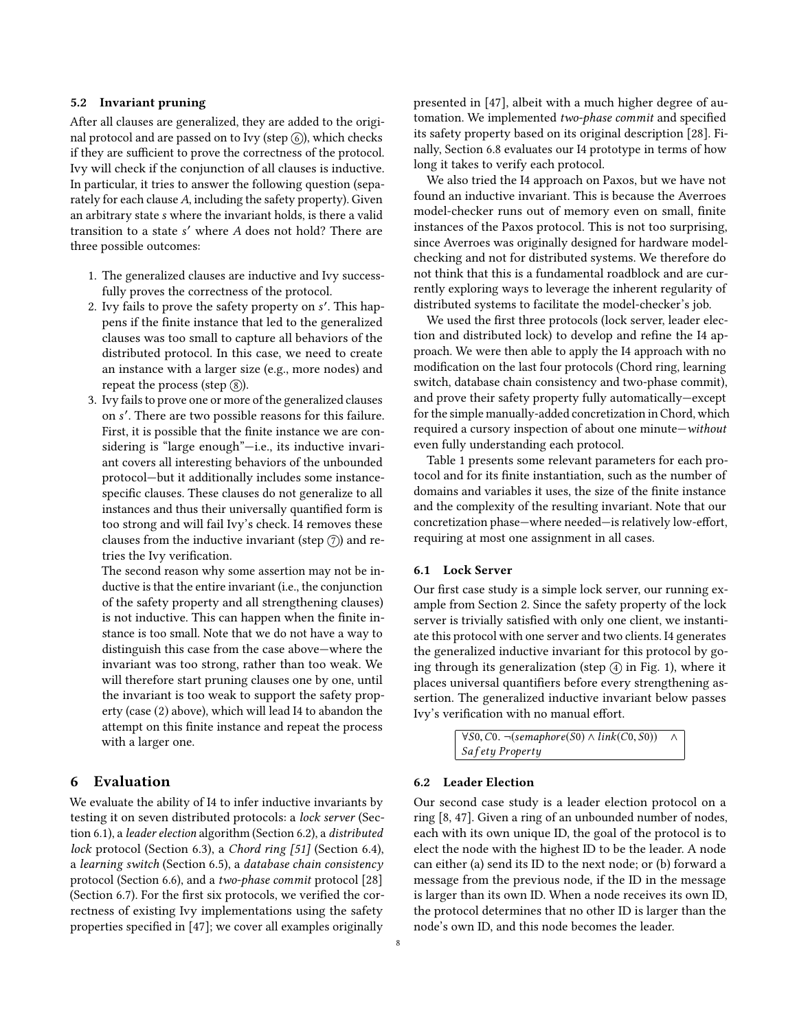### 5.2 Invariant pruning

After all clauses are generalized, they are added to the original protocol and are passed on to Ivy (step ⑥), which checks if they are sufficient to prove the correctness of the protocol. Ivy will check if the conjunction of all clauses is inductive. In particular, it tries to answer the following question (separately for each clause $A$, including the safety property). Given an arbitrary state $s$ where the invariant holds, is there a valid transition to a state $s'$ where $A$ does not hold? There are three possible outcomes:

1. The generalized clauses are inductive and Ivy successfully proves the correctness of the protocol.
2. Ivy fails to prove the safety property on $s'$. This happens if the finite instance that led to the generalized clauses was too small to capture all behaviors of the distributed protocol. In this case, we need to create an instance with a larger size (e.g., more nodes) and repeat the process (step ⑧).
3. Ivy fails to prove one or more of the generalized clauses on $s'$. There are two possible reasons for this failure. First, it is possible that the finite instance we are considering is "large enough"—i.e., its inductive invariant covers all interesting behaviors of the unbounded protocol—but it additionally includes some instance-specific clauses. These clauses do not generalize to all instances and thus their universally quantified form is too strong and will fail Ivy's check. I4 removes these clauses from the inductive invariant (step ⑦) and retries the Ivy verification.
   The second reason why some assertion may not be inductive is that the entire invariant (i.e., the conjunction of the safety property and all strengthening clauses) is not inductive. This can happen when the finite instance is too small. Note that we do not have a way to distinguish this case from the case above—where the invariant was too strong, rather than too weak. We will therefore start pruning clauses one by one, until the invariant is too weak to support the safety property (case (2) above), which will lead I4 to abandon the attempt on this finite instance and repeat the process with a larger one.

## 6 Evaluation

We evaluate the ability of I4 to infer inductive invariants by testing it on seven distributed protocols: a *lock server* (Section 6.1), a *leader election* algorithm (Section 6.2), a *distributed lock* protocol (Section 6.3), a *Chord ring [51]* (Section 6.4), a *learning switch* (Section 6.5), a *database chain consistency* protocol (Section 6.6), and a *two-phase commit* protocol [28] (Section 6.7). For the first six protocols, we verified the correctness of existing Ivy implementations using the safety properties specified in [47]; we cover all examples originally presented in [47], albeit with a much higher degree of automation. We implemented *two-phase commit* and specified its safety property based on its original description [28]. Finally, Section 6.8 evaluates our I4 prototype in terms of how long it takes to verify each protocol.

We also tried the I4 approach on Paxos, but we have not found an inductive invariant. This is because the Averroes model-checker runs out of memory even on small, finite instances of the Paxos protocol. This is not too surprising, since Averroes was originally designed for hardware model-checking and not for distributed systems. We therefore do not think that this is a fundamental roadblock and are currently exploring ways to leverage the inherent regularity of distributed systems to facilitate the model-checker's job.

We used the first three protocols (lock server, leader election and distributed lock) to develop and refine the I4 approach. We were then able to apply the I4 approach with no modification on the last four protocols (Chord ring, learning switch, database chain consistency and two-phase commit), and prove their safety property fully automatically—except for the simple manually-added concretization in Chord, which required a cursory inspection of about one minute—*without* even fully understanding each protocol.

Table 1 presents some relevant parameters for each protocol and for its finite instantiation, such as the number of domains and variables it uses, the size of the finite instance and the complexity of the resulting invariant. Note that our concretization phase—where needed—is relatively low-effort, requiring at most one assignment in all cases.

### 6.1 Lock Server

Our first case study is a simple lock server, our running example from Section 2. Since the safety property of the lock server is trivially satisfied with only one client, we instantiate this protocol with one server and two clients. I4 generates the generalized inductive invariant for this protocol by going through its generalization (step ④ in Fig. 1), where it places universal quantifiers before every strengthening assertion. The generalized inductive invariant below passes Ivy's verification with no manual effort.

$$\forall S0, C0.\ \neg(semaphore(S0) \wedge link(C0, S0)) \quad \wedge$$
$$Safety\ Property$$

### 6.2 Leader Election

Our second case study is a leader election protocol on a ring [8, 47]. Given a ring of an unbounded number of nodes, each with its own unique ID, the goal of the protocol is to elect the node with the highest ID to be the leader. A node can either (a) send its ID to the next node; or (b) forward a message from the previous node, if the ID in the message is larger than its own ID. When a node receives its own ID, the protocol determines that no other ID is larger than the node's own ID, and this node becomes the leader.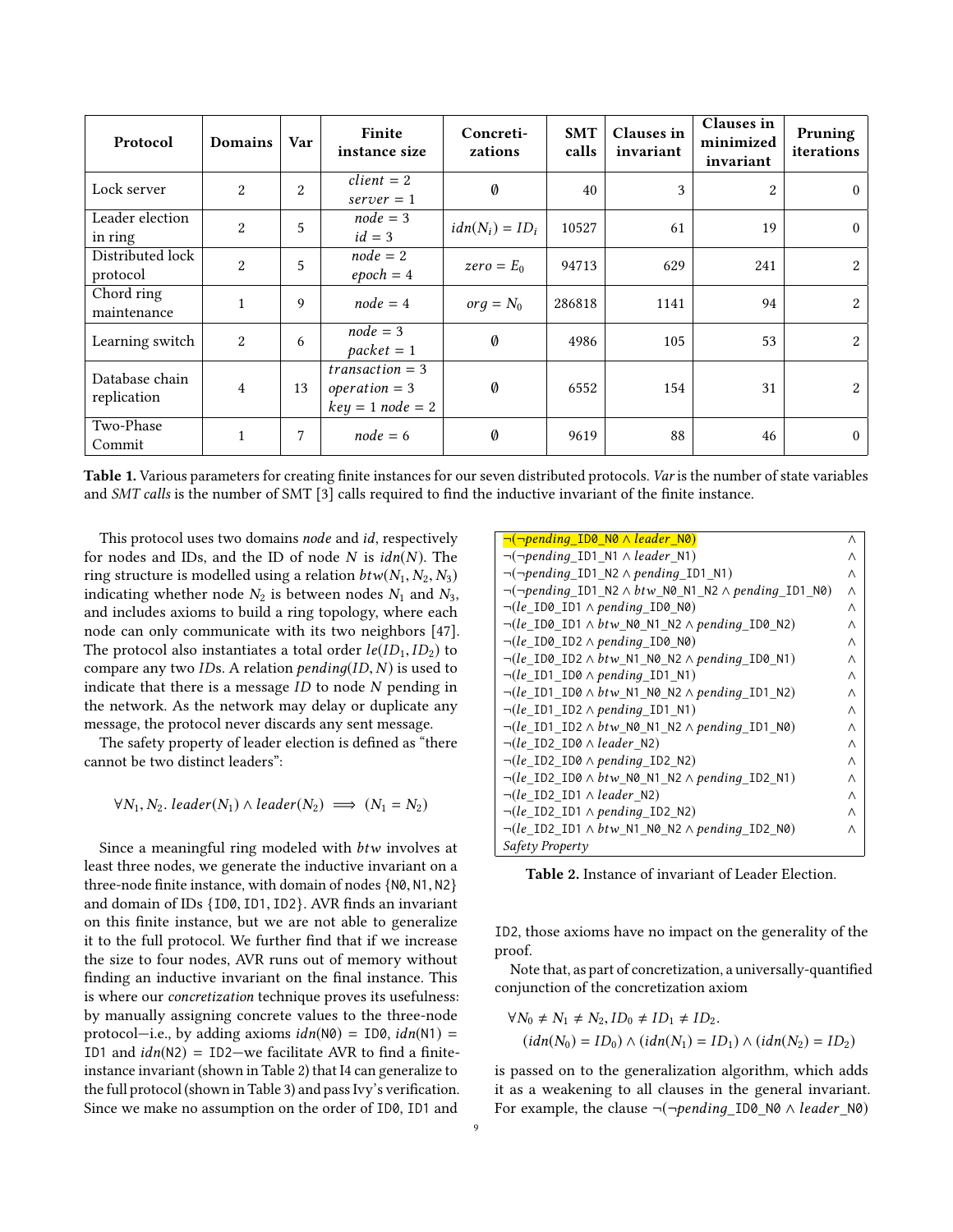| Protocol | Domains | Var | Finite instance size | Concretizations | SMT calls | Clauses in invariant | Clauses in minimized invariant | Pruning iterations |
|---|---|---|---|---|---|---|---|---|
| Lock server | 2 | 2 | $client = 2$ $server = 1$ | $\emptyset$ | 40 | 3 | 2 | 0 |
| Leader election in ring | 2 | 5 | $node = 3$ $id = 3$ | $idn(N_i) = ID_i$ | 10527 | 61 | 19 | 0 |
| Distributed lock protocol | 2 | 5 | $node = 2$ $epoch = 4$ | $zero = E_0$ | 94713 | 629 | 241 | 2 |
| Chord ring maintenance | 1 | 9 | $node = 4$ | $org = N_0$ | 286818 | 1141 | 94 | 2 |
| Learning switch | 2 | 6 | $node = 3$ $packet = 1$ | $\emptyset$ | 4986 | 105 | 53 | 2 |
| Database chain replication | 4 | 13 | $transaction = 3$ $operation = 3$ $key = 1$ $node = 2$ | $\emptyset$ | 6552 | 154 | 31 | 2 |
| Two-Phase Commit | 1 | 7 | $node = 6$ | $\emptyset$ | 9619 | 88 | 46 | 0 |

**Table 1.** Various parameters for creating finite instances for our seven distributed protocols. *Var* is the number of state variables and *SMT calls* is the number of SMT [3] calls required to find the inductive invariant of the finite instance.

This protocol uses two domains *node* and *id*, respectively for nodes and IDs, and the ID of node $N$ is $idn(N)$. The ring structure is modelled using a relation $btw(N_1, N_2, N_3)$ indicating whether node $N_2$ is between nodes $N_1$ and $N_3$, and includes axioms to build a ring topology, where each node can only communicate with its two neighbors [47]. The protocol also instantiates a total order $le(ID_1, ID_2)$ to compare any two *ID*s. A relation $pending(ID, N)$ is used to indicate that there is a message $ID$ to node $N$ pending in the network. As the network may delay or duplicate any message, the protocol never discards any sent message.

The safety property of leader election is defined as "there cannot be two distinct leaders":

$$\forall N_1, N_2.\ leader(N_1) \wedge leader(N_2) \implies (N_1 = N_2)$$

Since a meaningful ring modeled with *btw* involves at least three nodes, we generate the inductive invariant on a three-node finite instance, with domain of nodes {N0, N1, N2} and domain of IDs {ID0, ID1, ID2}. AVR finds an invariant on this finite instance, but we are not able to generalize it to the full protocol. We further find that if we increase the size to four nodes, AVR runs out of memory without finding an inductive invariant on the final instance. This is where our *concretization* technique proves its usefulness: by manually assigning concrete values to the three-node protocol—i.e., by adding axioms $idn(\texttt{N0}) = \texttt{ID0}$, $idn(\texttt{N1}) = \texttt{ID1}$ and $idn(\texttt{N2}) = \texttt{ID2}$—we facilitate AVR to find a finite-instance invariant (shown in Table 2) that I4 can generalize to the full protocol (shown in Table 3) and pass Ivy's verification. Since we make no assumption on the order of ID0, ID1 and ID2, those axioms have no impact on the generality of the proof.

| | |
|---|---|
| $\neg(\neg pending\_ID0\_N0 \wedge leader\_N0)$ | $\wedge$ |
| $\neg(\neg pending\_ID1\_N1 \wedge leader\_N1)$ | $\wedge$ |
| $\neg(\neg pending\_ID1\_N2 \wedge pending\_ID1\_N1)$ | $\wedge$ |
| $\neg(\neg pending\_ID1\_N2 \wedge btw\_N0\_N1\_N2 \wedge pending\_ID1\_N0)$ | $\wedge$ |
| $\neg(le\_ID0\_ID1 \wedge pending\_ID0\_N0)$ | $\wedge$ |
| $\neg(le\_ID0\_ID1 \wedge btw\_N0\_N1\_N2 \wedge pending\_ID0\_N2)$ | $\wedge$ |
| $\neg(le\_ID0\_ID2 \wedge pending\_ID0\_N0)$ | $\wedge$ |
| $\neg(le\_ID0\_ID2 \wedge btw\_N1\_N0\_N2 \wedge pending\_ID0\_N1)$ | $\wedge$ |
| $\neg(le\_ID1\_ID0 \wedge pending\_ID1\_N1)$ | $\wedge$ |
| $\neg(le\_ID1\_ID0 \wedge btw\_N1\_N0\_N2 \wedge pending\_ID1\_N2)$ | $\wedge$ |
| $\neg(le\_ID1\_ID2 \wedge pending\_ID1\_N1)$ | $\wedge$ |
| $\neg(le\_ID1\_ID2 \wedge btw\_N0\_N1\_N2 \wedge pending\_ID1\_N0)$ | $\wedge$ |
| $\neg(le\_ID2\_ID0 \wedge leader\_N2)$ | $\wedge$ |
| $\neg(le\_ID2\_ID0 \wedge pending\_ID2\_N2)$ | $\wedge$ |
| $\neg(le\_ID2\_ID0 \wedge btw\_N0\_N1\_N2 \wedge pending\_ID2\_N1)$ | $\wedge$ |
| $\neg(le\_ID2\_ID1 \wedge leader\_N2)$ | $\wedge$ |
| $\neg(le\_ID2\_ID1 \wedge pending\_ID2\_N2)$ | $\wedge$ |
| $\neg(le\_ID2\_ID1 \wedge btw\_N1\_N0\_N2 \wedge pending\_ID2\_N0)$ | $\wedge$ |
| *Safety Property* | |

**Table 2.** Instance of invariant of Leader Election.

Note that, as part of concretization, a universally-quantified conjunction of the concretization axiom

$$\forall N_0 \neq N_1 \neq N_2, ID_0 \neq ID_1 \neq ID_2.$$
$$(idn(N_0) = ID_0) \wedge (idn(N_1) = ID_1) \wedge (idn(N_2) = ID_2)$$

is passed on to the generalization algorithm, which adds it as a weakening to all clauses in the general invariant. For example, the clause $\neg(\neg pending\_ID0\_N0 \wedge leader\_N0)$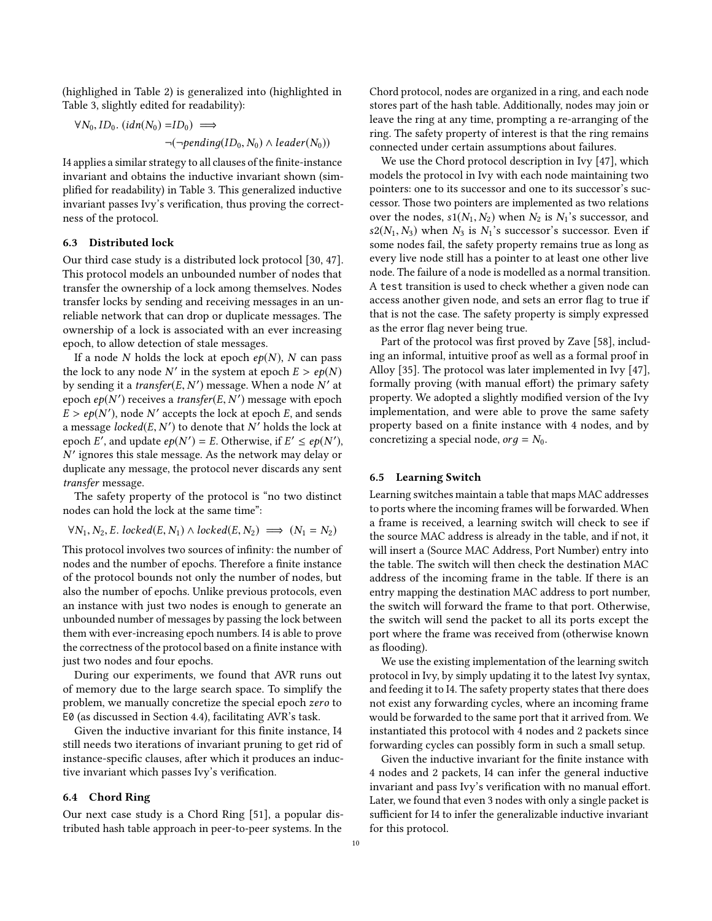(highlighed in Table 2) is generalized into (highlighted in Table 3, slightly edited for readability):

$$\forall N_0, ID_0.\ (idn(N_0) = ID_0) \implies \neg(\neg pending(ID_0, N_0) \wedge leader(N_0))$$

I4 applies a similar strategy to all clauses of the finite-instance invariant and obtains the inductive invariant shown (simplified for readability) in Table 3. This generalized inductive invariant passes Ivy's verification, thus proving the correctness of the protocol.

### 6.3 Distributed lock

Our third case study is a distributed lock protocol [30, 47]. This protocol models an unbounded number of nodes that transfer the ownership of a lock among themselves. Nodes transfer locks by sending and receiving messages in an unreliable network that can drop or duplicate messages. The ownership of a lock is associated with an ever increasing epoch, to allow detection of stale messages.

If a node $N$ holds the lock at epoch $ep(N)$, $N$ can pass the lock to any node $N'$ in the system at epoch $E > ep(N)$ by sending it a *transfer*$(E, N')$ message. When a node $N'$ at epoch $ep(N')$ receives a *transfer*$(E, N')$ message with epoch $E > ep(N')$, node $N'$ accepts the lock at epoch $E$, and sends a message *locked*$(E, N')$ to denote that $N'$ holds the lock at epoch $E'$, and update $ep(N') = E$. Otherwise, if $E' \leq ep(N')$, $N'$ ignores this stale message. As the network may delay or duplicate any message, the protocol never discards any sent *transfer* message.

The safety property of the protocol is "no two distinct nodes can hold the lock at the same time":

$$\forall N_1, N_2, E.\ locked(E, N_1) \wedge locked(E, N_2) \implies (N_1 = N_2)$$

This protocol involves two sources of infinity: the number of nodes and the number of epochs. Therefore a finite instance of the protocol bounds not only the number of nodes, but also the number of epochs. Unlike previous protocols, even an instance with just two nodes is enough to generate an unbounded number of messages by passing the lock between them with ever-increasing epoch numbers. I4 is able to prove the correctness of the protocol based on a finite instance with just two nodes and four epochs.

During our experiments, we found that AVR runs out of memory due to the large search space. To simplify the problem, we manually concretize the special epoch *zero* to `E0` (as discussed in Section 4.4), facilitating AVR's task.

Given the inductive invariant for this finite instance, I4 still needs two iterations of invariant pruning to get rid of instance-specific clauses, after which it produces an inductive invariant which passes Ivy's verification.

### 6.4 Chord Ring

Our next case study is a Chord Ring [51], a popular distributed hash table approach in peer-to-peer systems. In the Chord protocol, nodes are organized in a ring, and each node stores part of the hash table. Additionally, nodes may join or leave the ring at any time, prompting a re-arranging of the ring. The safety property of interest is that the ring remains connected under certain assumptions about failures.

We use the Chord protocol description in Ivy [47], which models the protocol in Ivy with each node maintaining two pointers: one to its successor and one to its successor's successor. Those two pointers are implemented as two relations over the nodes, $s1(N_1, N_2)$ when $N_2$ is $N_1$'s successor, and $s2(N_1, N_3)$ when $N_3$ is $N_1$'s successor's successor. Even if some nodes fail, the safety property remains true as long as every live node still has a pointer to at least one other live node. The failure of a node is modelled as a normal transition. A `test` transition is used to check whether a given node can access another given node, and sets an error flag to true if that is not the case. The safety property is simply expressed as the error flag never being true.

Part of the protocol was first proved by Zave [58], including an informal, intuitive proof as well as a formal proof in Alloy [35]. The protocol was later implemented in Ivy [47], formally proving (with manual effort) the primary safety property. We adopted a slightly modified version of the Ivy implementation, and were able to prove the same safety property based on a finite instance with 4 nodes, and by concretizing a special node, $org = N_0$.

### 6.5 Learning Switch

Learning switches maintain a table that maps MAC addresses to ports where the incoming frames will be forwarded. When a frame is received, a learning switch will check to see if the source MAC address is already in the table, and if not, it will insert a (Source MAC Address, Port Number) entry into the table. The switch will then check the destination MAC address of the incoming frame in the table. If there is an entry mapping the destination MAC address to port number, the switch will forward the frame to that port. Otherwise, the switch will send the packet to all its ports except the port where the frame was received from (otherwise known as flooding).

We use the existing implementation of the learning switch protocol in Ivy, by simply updating it to the latest Ivy syntax, and feeding it to I4. The safety property states that there does not exist any forwarding cycles, where an incoming frame would be forwarded to the same port that it arrived from. We instantiated this protocol with 4 nodes and 2 packets since forwarding cycles can possibly form in such a small setup.

Given the inductive invariant for the finite instance with 4 nodes and 2 packets, I4 can infer the general inductive invariant and pass Ivy's verification with no manual effort. Later, we found that even 3 nodes with only a single packet is sufficient for I4 to infer the generalizable inductive invariant for this protocol.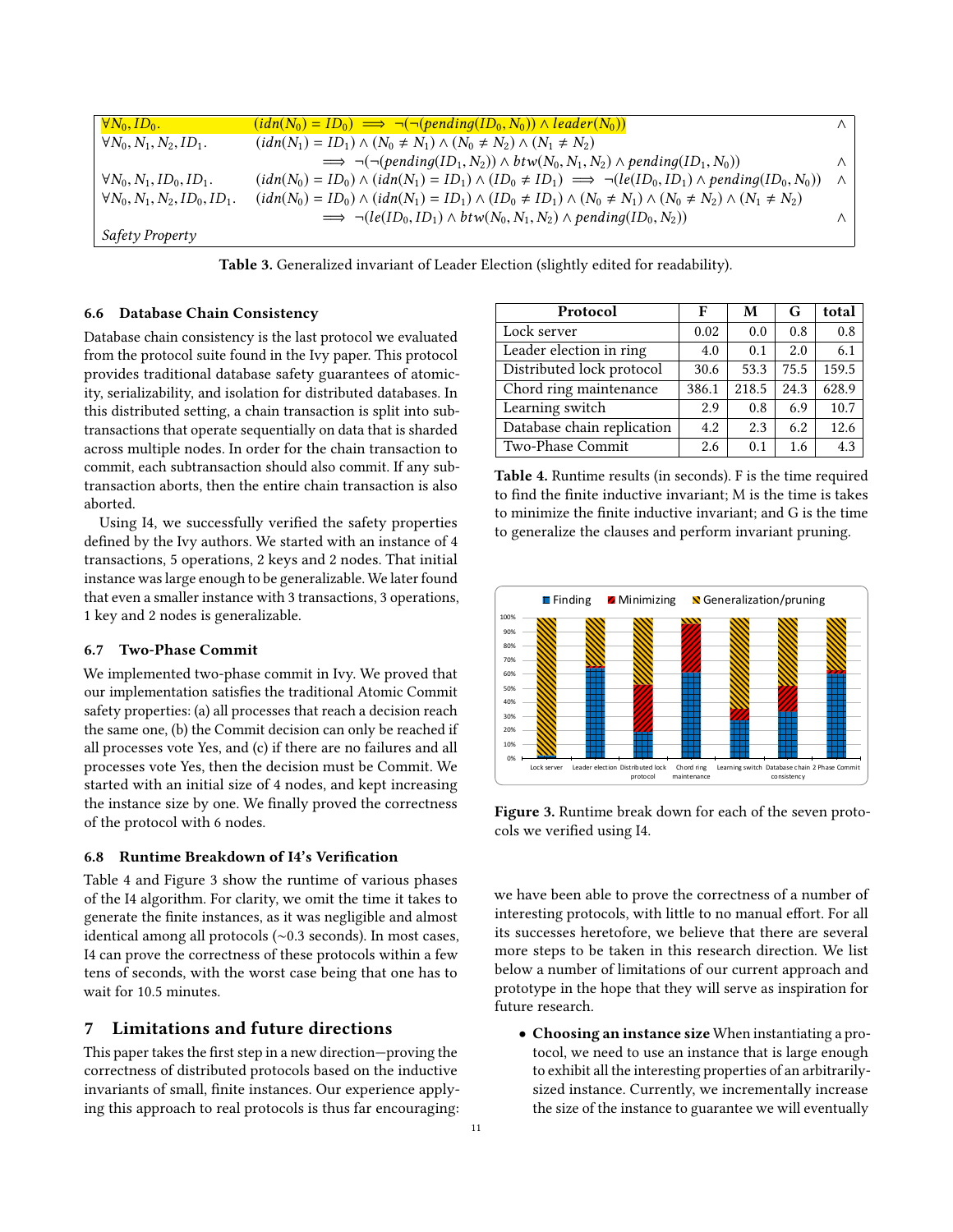| | | |
|---|---|---|
| $\forall N_0, ID_0.$ | $(idn(N_0) = ID_0) \implies \neg(\neg(pending(ID_0, N_0)) \land leader(N_0))$ | $\land$ |
| $\forall N_0, N_1, N_2, ID_1.$ | $(idn(N_1) = ID_1) \land (N_0 \neq N_1) \land (N_0 \neq N_2) \land (N_1 \neq N_2)$ $\implies \neg(\neg(pending(ID_1, N_2)) \land btw(N_0, N_1, N_2) \land pending(ID_1, N_0))$ | $\land$ |
| $\forall N_0, N_1, ID_0, ID_1.$ | $(idn(N_0) = ID_0) \land (idn(N_1) = ID_1) \land (ID_0 \neq ID_1) \implies \neg(le(ID_0, ID_1) \land pending(ID_0, N_0))$ | $\land$ |
| $\forall N_0, N_1, N_2, ID_0, ID_1.$ | $(idn(N_0) = ID_0) \land (idn(N_1) = ID_1) \land (ID_0 \neq ID_1) \land (N_0 \neq N_1) \land (N_0 \neq N_2) \land (N_1 \neq N_2)$ $\implies \neg(le(ID_0, ID_1) \land btw(N_0, N_1, N_2) \land pending(ID_0, N_2))$ | $\land$ |
| *Safety Property* | | |

**Table 3.** Generalized invariant of Leader Election (slightly edited for readability).

### 6.6 Database Chain Consistency

Database chain consistency is the last protocol we evaluated from the protocol suite found in the Ivy paper. This protocol provides traditional database safety guarantees of atomicity, serializability, and isolation for distributed databases. In this distributed setting, a chain transaction is split into subtransactions that operate sequentially on data that is sharded across multiple nodes. In order for the chain transaction to commit, each subtransaction should also commit. If any subtransaction aborts, then the entire chain transaction is also aborted.

Using I4, we successfully verified the safety properties defined by the Ivy authors. We started with an instance of 4 transactions, 5 operations, 2 keys and 2 nodes. That initial instance was large enough to be generalizable. We later found that even a smaller instance with 3 transactions, 3 operations, 1 key and 2 nodes is generalizable.

### 6.7 Two-Phase Commit

We implemented two-phase commit in Ivy. We proved that our implementation satisfies the traditional Atomic Commit safety properties: (a) all processes that reach a decision reach the same one, (b) the Commit decision can only be reached if all processes vote Yes, and (c) if there are no failures and all processes vote Yes, then the decision must be Commit. We started with an initial size of 4 nodes, and kept increasing the instance size by one. We finally proved the correctness of the protocol with 6 nodes.

### 6.8 Runtime Breakdown of I4's Verification

Table 4 and Figure 3 show the runtime of various phases of the I4 algorithm. For clarity, we omit the time it takes to generate the finite instances, as it was negligible and almost identical among all protocols (~0.3 seconds). In most cases, I4 can prove the correctness of these protocols within a few tens of seconds, with the worst case being that one has to wait for 10.5 minutes.

| Protocol | F | M | G | total |
|---|---|---|---|---|
| Lock server | 0.02 | 0.0 | 0.8 | 0.8 |
| Leader election in ring | 4.0 | 0.1 | 2.0 | 6.1 |
| Distributed lock protocol | 30.6 | 53.3 | 75.5 | 159.5 |
| Chord ring maintenance | 386.1 | 218.5 | 24.3 | 628.9 |
| Learning switch | 2.9 | 0.8 | 6.9 | 10.7 |
| Database chain replication | 4.2 | 2.3 | 6.2 | 12.6 |
| Two-Phase Commit | 2.6 | 0.1 | 1.6 | 4.3 |

**Table 4.** Runtime results (in seconds). F is the time required to find the finite inductive invariant; M is the time is takes to minimize the finite inductive invariant; and G is the time to generalize the clauses and perform invariant pruning.

**Figure 3.** Runtime break down for each of the seven protocols we verified using I4.

## 7 Limitations and future directions

This paper takes the first step in a new direction—proving the correctness of distributed protocols based on the inductive invariants of small, finite instances. Our experience applying this approach to real protocols is thus far encouraging: we have been able to prove the correctness of a number of interesting protocols, with little to no manual effort. For all its successes heretofore, we believe that there are several more steps to be taken in this research direction. We list below a number of limitations of our current approach and prototype in the hope that they will serve as inspiration for future research.

- **Choosing an instance size** When instantiating a protocol, we need to use an instance that is large enough to exhibit all the interesting properties of an arbitrarily-sized instance. Currently, we incrementally increase the size of the instance to guarantee we will eventually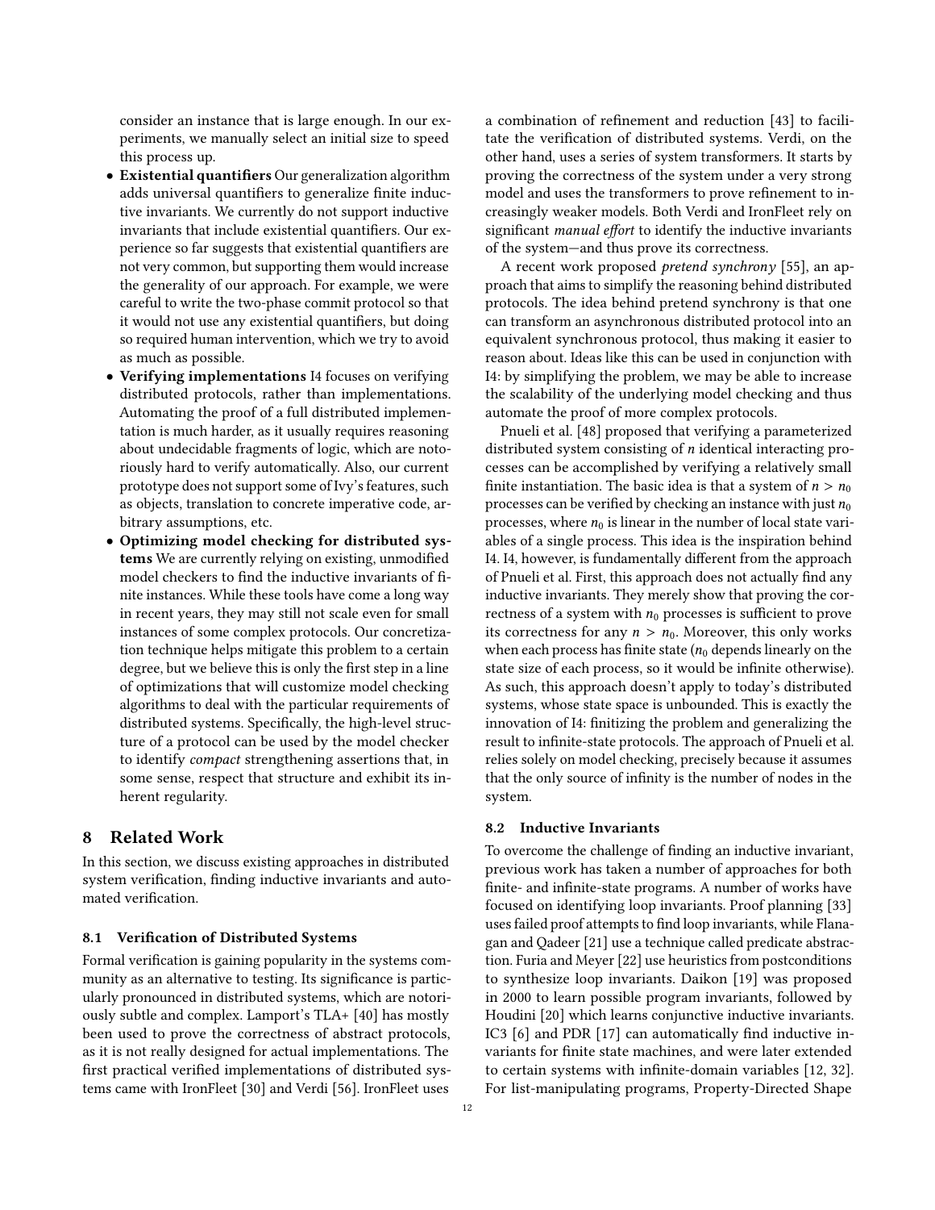consider an instance that is large enough. In our experiments, we manually select an initial size to speed this process up.

- **Existential quantifiers** Our generalization algorithm adds universal quantifiers to generalize finite inductive invariants. We currently do not support inductive invariants that include existential quantifiers. Our experience so far suggests that existential quantifiers are not very common, but supporting them would increase the generality of our approach. For example, we were careful to write the two-phase commit protocol so that it would not use any existential quantifiers, but doing so required human intervention, which we try to avoid as much as possible.
- **Verifying implementations** I4 focuses on verifying distributed protocols, rather than implementations. Automating the proof of a full distributed implementation is much harder, as it usually requires reasoning about undecidable fragments of logic, which are notoriously hard to verify automatically. Also, our current prototype does not support some of Ivy's features, such as objects, translation to concrete imperative code, arbitrary assumptions, etc.
- **Optimizing model checking for distributed systems** We are currently relying on existing, unmodified model checkers to find the inductive invariants of finite instances. While these tools have come a long way in recent years, they may still not scale even for small instances of some complex protocols. Our concretization technique helps mitigate this problem to a certain degree, but we believe this is only the first step in a line of optimizations that will customize model checking algorithms to deal with the particular requirements of distributed systems. Specifically, the high-level structure of a protocol can be used by the model checker to identify *compact* strengthening assertions that, in some sense, respect that structure and exhibit its inherent regularity.

# 8 Related Work

In this section, we discuss existing approaches in distributed system verification, finding inductive invariants and automated verification.

## 8.1 Verification of Distributed Systems

Formal verification is gaining popularity in the systems community as an alternative to testing. Its significance is particularly pronounced in distributed systems, which are notoriously subtle and complex. Lamport's TLA+ [40] has mostly been used to prove the correctness of abstract protocols, as it is not really designed for actual implementations. The first practical verified implementations of distributed systems came with IronFleet [30] and Verdi [56]. IronFleet uses a combination of refinement and reduction [43] to facilitate the verification of distributed systems. Verdi, on the other hand, uses a series of system transformers. It starts by proving the correctness of the system under a very strong model and uses the transformers to prove refinement to increasingly weaker models. Both Verdi and IronFleet rely on significant *manual effort* to identify the inductive invariants of the system—and thus prove its correctness.

A recent work proposed *pretend synchrony* [55], an approach that aims to simplify the reasoning behind distributed protocols. The idea behind pretend synchrony is that one can transform an asynchronous distributed protocol into an equivalent synchronous protocol, thus making it easier to reason about. Ideas like this can be used in conjunction with I4: by simplifying the problem, we may be able to increase the scalability of the underlying model checking and thus automate the proof of more complex protocols.

Pnueli et al. [48] proposed that verifying a parameterized distributed system consisting of $n$ identical interacting processes can be accomplished by verifying a relatively small finite instantiation. The basic idea is that a system of $n > n_0$ processes can be verified by checking an instance with just $n_0$ processes, where $n_0$ is linear in the number of local state variables of a single process. This idea is the inspiration behind I4. I4, however, is fundamentally different from the approach of Pnueli et al. First, this approach does not actually find any inductive invariants. They merely show that proving the correctness of a system with $n_0$ processes is sufficient to prove its correctness for any $n > n_0$. Moreover, this only works when each process has finite state ($n_0$ depends linearly on the state size of each process, so it would be infinite otherwise). As such, this approach doesn't apply to today's distributed systems, whose state space is unbounded. This is exactly the innovation of I4: finitizing the problem and generalizing the result to infinite-state protocols. The approach of Pnueli et al. relies solely on model checking, precisely because it assumes that the only source of infinity is the number of nodes in the system.

## 8.2 Inductive Invariants

To overcome the challenge of finding an inductive invariant, previous work has taken a number of approaches for both finite- and infinite-state programs. A number of works have focused on identifying loop invariants. Proof planning [33] uses failed proof attempts to find loop invariants, while Flanagan and Qadeer [21] use a technique called predicate abstraction. Furia and Meyer [22] use heuristics from postconditions to synthesize loop invariants. Daikon [19] was proposed in 2000 to learn possible program invariants, followed by Houdini [20] which learns conjunctive inductive invariants. IC3 [6] and PDR [17] can automatically find inductive invariants for finite state machines, and were later extended to certain systems with infinite-domain variables [12, 32]. For list-manipulating programs, Property-Directed Shape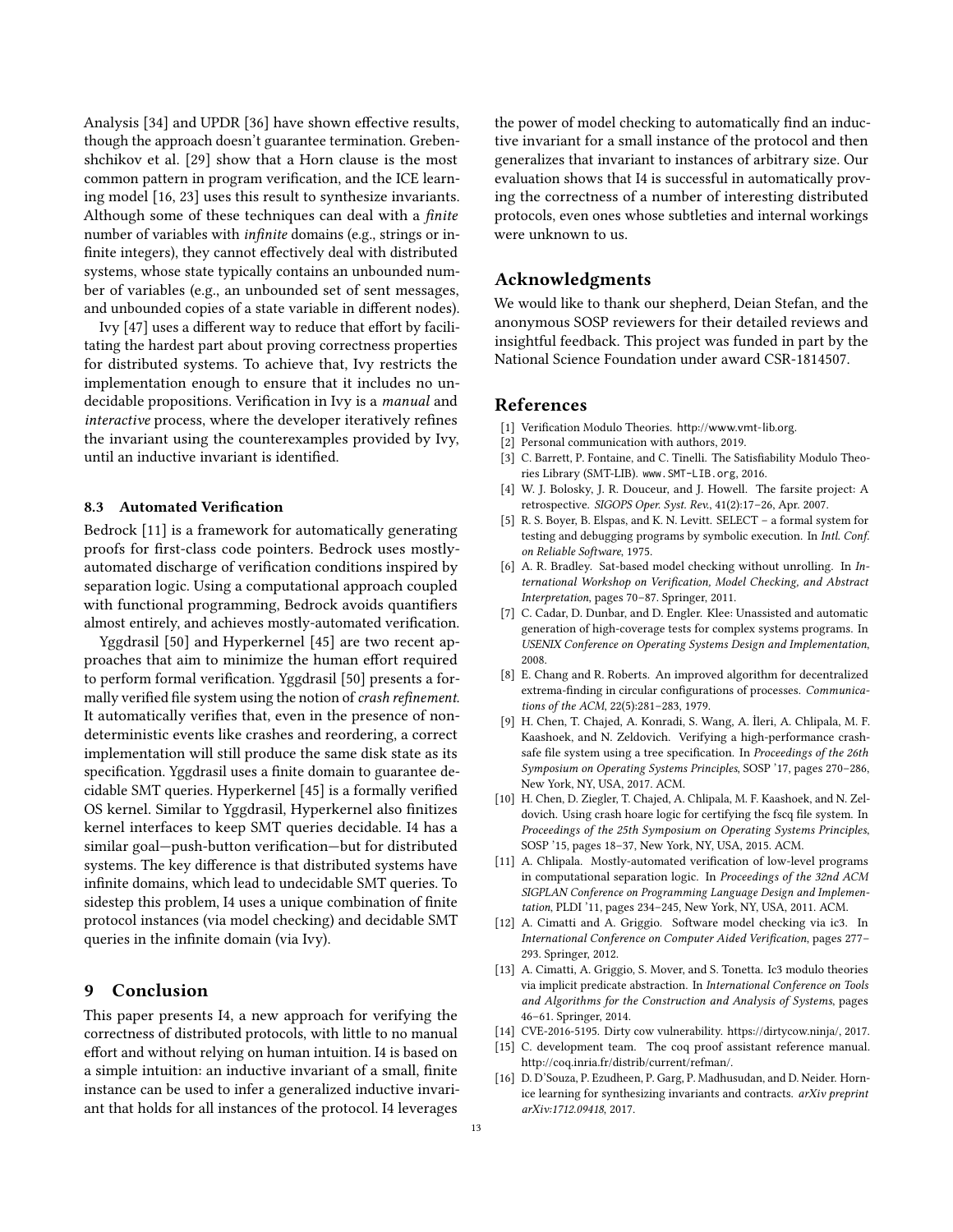Analysis [34] and UPDR [36] have shown effective results, though the approach doesn't guarantee termination. Grebenshchikov et al. [29] show that a Horn clause is the most common pattern in program verification, and the ICE learning model [16, 23] uses this result to synthesize invariants. Although some of these techniques can deal with a *finite* number of variables with *infinite* domains (e.g., strings or infinite integers), they cannot effectively deal with distributed systems, whose state typically contains an unbounded number of variables (e.g., an unbounded set of sent messages, and unbounded copies of a state variable in different nodes).

Ivy [47] uses a different way to reduce that effort by facilitating the hardest part about proving correctness properties for distributed systems. To achieve that, Ivy restricts the implementation enough to ensure that it includes no undecidable propositions. Verification in Ivy is a *manual* and *interactive* process, where the developer iteratively refines the invariant using the counterexamples provided by Ivy, until an inductive invariant is identified.

### 8.3 Automated Verification

Bedrock [11] is a framework for automatically generating proofs for first-class code pointers. Bedrock uses mostly-automated discharge of verification conditions inspired by separation logic. Using a computational approach coupled with functional programming, Bedrock avoids quantifiers almost entirely, and achieves mostly-automated verification.

Yggdrasil [50] and Hyperkernel [45] are two recent approaches that aim to minimize the human effort required to perform formal verification. Yggdrasil [50] presents a formally verified file system using the notion of *crash refinement*. It automatically verifies that, even in the presence of non-deterministic events like crashes and reordering, a correct implementation will still produce the same disk state as its specification. Yggdrasil uses a finite domain to guarantee decidable SMT queries. Hyperkernel [45] is a formally verified OS kernel. Similar to Yggdrasil, Hyperkernel also finitizes kernel interfaces to keep SMT queries decidable. I4 has a similar goal—push-button verification—but for distributed systems. The key difference is that distributed systems have infinite domains, which lead to undecidable SMT queries. To sidestep this problem, I4 uses a unique combination of finite protocol instances (via model checking) and decidable SMT queries in the infinite domain (via Ivy).

## 9 Conclusion

This paper presents I4, a new approach for verifying the correctness of distributed protocols, with little to no manual effort and without relying on human intuition. I4 is based on a simple intuition: an inductive invariant of a small, finite instance can be used to infer a generalized inductive invariant that holds for all instances of the protocol. I4 leverages the power of model checking to automatically find an inductive invariant for a small instance of the protocol and then generalizes that invariant to instances of arbitrary size. Our evaluation shows that I4 is successful in automatically proving the correctness of a number of interesting distributed protocols, even ones whose subtleties and internal workings were unknown to us.

## Acknowledgments

We would like to thank our shepherd, Deian Stefan, and the anonymous SOSP reviewers for their detailed reviews and insightful feedback. This project was funded in part by the National Science Foundation under award CSR-1814507.

## References

[1] Verification Modulo Theories. http://www.vmt-lib.org.

[2] Personal communication with authors, 2019.

[3] C. Barrett, P. Fontaine, and C. Tinelli. The Satisfiability Modulo Theories Library (SMT-LIB). www.SMT-LIB.org, 2016.

[4] W. J. Bolosky, J. R. Douceur, and J. Howell. The farsite project: A retrospective. *SIGOPS Oper. Syst. Rev.*, 41(2):17–26, Apr. 2007.

[5] R. S. Boyer, B. Elspas, and K. N. Levitt. SELECT – a formal system for testing and debugging programs by symbolic execution. In *Intl. Conf. on Reliable Software*, 1975.

[6] A. R. Bradley. Sat-based model checking without unrolling. In *International Workshop on Verification, Model Checking, and Abstract Interpretation*, pages 70–87. Springer, 2011.

[7] C. Cadar, D. Dunbar, and D. Engler. Klee: Unassisted and automatic generation of high-coverage tests for complex systems programs. In *USENIX Conference on Operating Systems Design and Implementation*, 2008.

[8] E. Chang and R. Roberts. An improved algorithm for decentralized extrema-finding in circular configurations of processes. *Communications of the ACM*, 22(5):281–283, 1979.

[9] H. Chen, T. Chajed, A. Konradi, S. Wang, A. İleri, A. Chlipala, M. F. Kaashoek, and N. Zeldovich. Verifying a high-performance crash-safe file system using a tree specification. In *Proceedings of the 26th Symposium on Operating Systems Principles*, SOSP '17, pages 270–286, New York, NY, USA, 2017. ACM.

[10] H. Chen, D. Ziegler, T. Chajed, A. Chlipala, M. F. Kaashoek, and N. Zeldovich. Using crash hoare logic for certifying the fscq file system. In *Proceedings of the 25th Symposium on Operating Systems Principles*, SOSP '15, pages 18–37, New York, NY, USA, 2015. ACM.

[11] A. Chlipala. Mostly-automated verification of low-level programs in computational separation logic. In *Proceedings of the 32nd ACM SIGPLAN Conference on Programming Language Design and Implementation*, PLDI '11, pages 234–245, New York, NY, USA, 2011. ACM.

[12] A. Cimatti and A. Griggio. Software model checking via ic3. In *International Conference on Computer Aided Verification*, pages 277–293. Springer, 2012.

[13] A. Cimatti, A. Griggio, S. Mover, and S. Tonetta. Ic3 modulo theories via implicit predicate abstraction. In *International Conference on Tools and Algorithms for the Construction and Analysis of Systems*, pages 46–61. Springer, 2014.

[14] CVE-2016-5195. Dirty cow vulnerability. https://dirtycow.ninja/, 2017.

[15] C. development team. The coq proof assistant reference manual. http://coq.inria.fr/distrib/current/refman/.

[16] D. D'Souza, P. Ezudheen, P. Garg, P. Madhusudan, and D. Neider. Horn-ice learning for synthesizing invariants and contracts. *arXiv preprint arXiv:1712.09418*, 2017.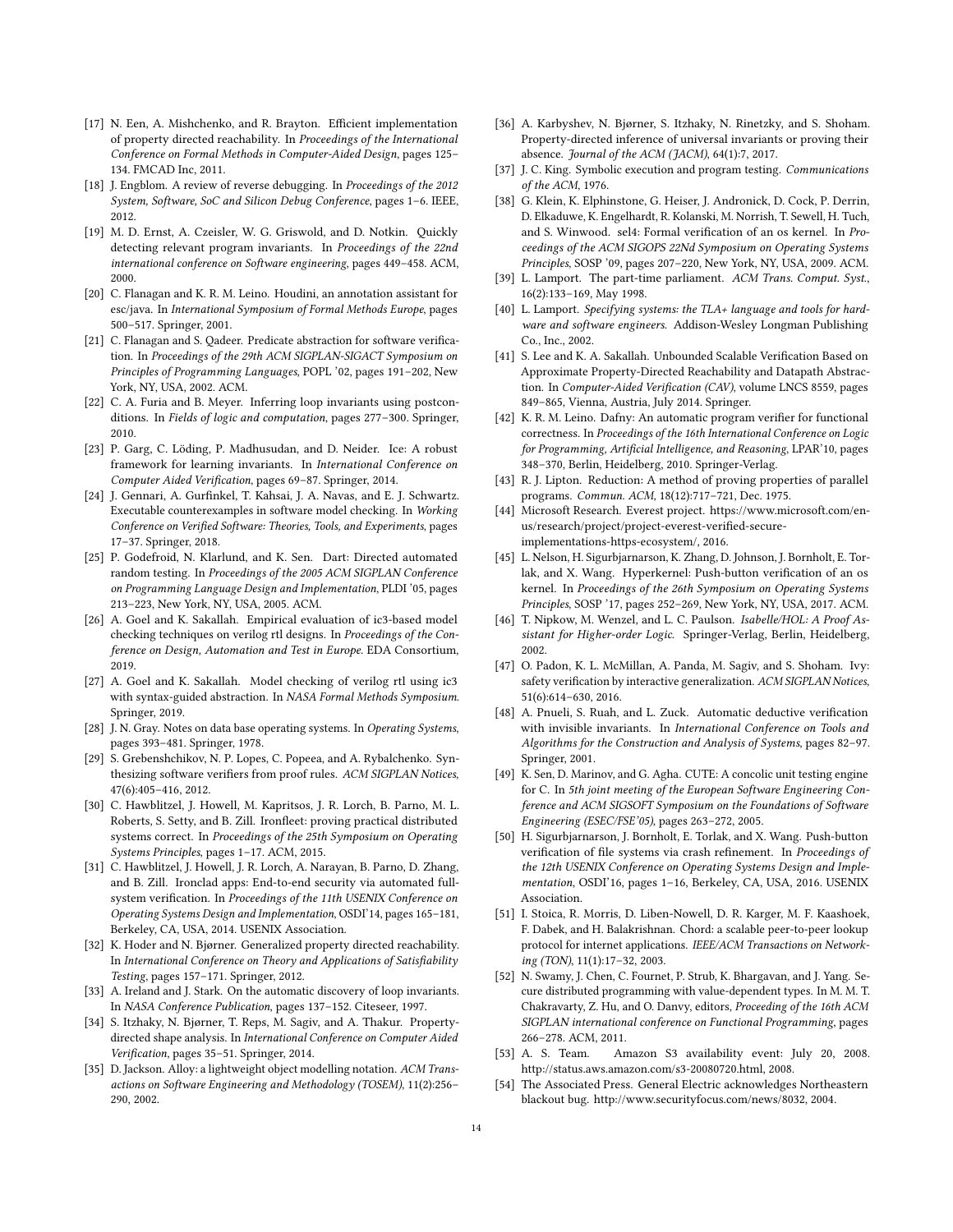[17] N. Een, A. Mishchenko, and R. Brayton. Efficient implementation of property directed reachability. In *Proceedings of the International Conference on Formal Methods in Computer-Aided Design*, pages 125–134. FMCAD Inc, 2011.

[18] J. Engblom. A review of reverse debugging. In *Proceedings of the 2012 System, Software, SoC and Silicon Debug Conference*, pages 1–6. IEEE, 2012.

[19] M. D. Ernst, A. Czeisler, W. G. Griswold, and D. Notkin. Quickly detecting relevant program invariants. In *Proceedings of the 22nd international conference on Software engineering*, pages 449–458. ACM, 2000.

[20] C. Flanagan and K. R. M. Leino. Houdini, an annotation assistant for esc/java. In *International Symposium of Formal Methods Europe*, pages 500–517. Springer, 2001.

[21] C. Flanagan and S. Qadeer. Predicate abstraction for software verification. In *Proceedings of the 29th ACM SIGPLAN-SIGACT Symposium on Principles of Programming Languages*, POPL '02, pages 191–202, New York, NY, USA, 2002. ACM.

[22] C. A. Furia and B. Meyer. Inferring loop invariants using postconditions. In *Fields of logic and computation*, pages 277–300. Springer, 2010.

[23] P. Garg, C. Löding, P. Madhusudan, and D. Neider. Ice: A robust framework for learning invariants. In *International Conference on Computer Aided Verification*, pages 69–87. Springer, 2014.

[24] J. Gennari, A. Gurfinkel, T. Kahsai, J. A. Navas, and E. J. Schwartz. Executable counterexamples in software model checking. In *Working Conference on Verified Software: Theories, Tools, and Experiments*, pages 17–37. Springer, 2018.

[25] P. Godefroid, N. Klarlund, and K. Sen. Dart: Directed automated random testing. In *Proceedings of the 2005 ACM SIGPLAN Conference on Programming Language Design and Implementation*, PLDI '05, pages 213–223, New York, NY, USA, 2005. ACM.

[26] A. Goel and K. Sakallah. Empirical evaluation of ic3-based model checking techniques on verilog rtl designs. In *Proceedings of the Conference on Design, Automation and Test in Europe*. EDA Consortium, 2019.

[27] A. Goel and K. Sakallah. Model checking of verilog rtl using ic3 with syntax-guided abstraction. In *NASA Formal Methods Symposium*. Springer, 2019.

[28] J. N. Gray. Notes on data base operating systems. In *Operating Systems*, pages 393–481. Springer, 1978.

[29] S. Grebenshchikov, N. P. Lopes, C. Popeea, and A. Rybalchenko. Synthesizing software verifiers from proof rules. *ACM SIGPLAN Notices*, 47(6):405–416, 2012.

[30] C. Hawblitzel, J. Howell, M. Kapritsos, J. R. Lorch, B. Parno, M. L. Roberts, S. Setty, and B. Zill. Ironfleet: proving practical distributed systems correct. In *Proceedings of the 25th Symposium on Operating Systems Principles*, pages 1–17. ACM, 2015.

[31] C. Hawblitzel, J. Howell, J. R. Lorch, A. Narayan, B. Parno, D. Zhang, and B. Zill. Ironclad apps: End-to-end security via automated full-system verification. In *Proceedings of the 11th USENIX Conference on Operating Systems Design and Implementation*, OSDI'14, pages 165–181, Berkeley, CA, USA, 2014. USENIX Association.

[32] K. Hoder and N. Bjørner. Generalized property directed reachability. In *International Conference on Theory and Applications of Satisfiability Testing*, pages 157–171. Springer, 2012.

[33] A. Ireland and J. Stark. On the automatic discovery of loop invariants. In *NASA Conference Publication*, pages 137–152. Citeseer, 1997.

[34] S. Itzhaky, N. Bjørner, T. Reps, M. Sagiv, and A. Thakur. Property-directed shape analysis. In *International Conference on Computer Aided Verification*, pages 35–51. Springer, 2014.

[35] D. Jackson. Alloy: a lightweight object modelling notation. *ACM Transactions on Software Engineering and Methodology (TOSEM)*, 11(2):256–290, 2002.

[36] A. Karbyshev, N. Bjørner, S. Itzhaky, N. Rinetzky, and S. Shoham. Property-directed inference of universal invariants or proving their absence. *Journal of the ACM (JACM)*, 64(1):7, 2017.

[37] J. C. King. Symbolic execution and program testing. *Communications of the ACM*, 1976.

[38] G. Klein, K. Elphinstone, G. Heiser, J. Andronick, D. Cock, P. Derrin, D. Elkaduwe, K. Engelhardt, R. Kolanski, M. Norrish, T. Sewell, H. Tuch, and S. Winwood. sel4: Formal verification of an os kernel. In *Proceedings of the ACM SIGOPS 22Nd Symposium on Operating Systems Principles*, SOSP '09, pages 207–220, New York, NY, USA, 2009. ACM.

[39] L. Lamport. The part-time parliament. *ACM Trans. Comput. Syst.*, 16(2):133–169, May 1998.

[40] L. Lamport. *Specifying systems: the TLA+ language and tools for hardware and software engineers*. Addison-Wesley Longman Publishing Co., Inc., 2002.

[41] S. Lee and K. A. Sakallah. Unbounded Scalable Verification Based on Approximate Property-Directed Reachability and Datapath Abstraction. In *Computer-Aided Verification (CAV)*, volume LNCS 8559, pages 849–865, Vienna, Austria, July 2014. Springer.

[42] K. R. M. Leino. Dafny: An automatic program verifier for functional correctness. In *Proceedings of the 16th International Conference on Logic for Programming, Artificial Intelligence, and Reasoning*, LPAR'10, pages 348–370, Berlin, Heidelberg, 2010. Springer-Verlag.

[43] R. J. Lipton. Reduction: A method of proving properties of parallel programs. *Commun. ACM*, 18(12):717–721, Dec. 1975.

[44] Microsoft Research. Everest project. https://www.microsoft.com/en-us/research/project/project-everest-verified-secure-implementations-https-ecosystem/, 2016.

[45] L. Nelson, H. Sigurbjarnarson, K. Zhang, D. Johnson, J. Bornholt, E. Torlak, and X. Wang. Hyperkernel: Push-button verification of an os kernel. In *Proceedings of the 26th Symposium on Operating Systems Principles*, SOSP '17, pages 252–269, New York, NY, USA, 2017. ACM.

[46] T. Nipkow, M. Wenzel, and L. C. Paulson. *Isabelle/HOL: A Proof Assistant for Higher-order Logic*. Springer-Verlag, Berlin, Heidelberg, 2002.

[47] O. Padon, K. L. McMillan, A. Panda, M. Sagiv, and S. Shoham. Ivy: safety verification by interactive generalization. *ACM SIGPLAN Notices*, 51(6):614–630, 2016.

[48] A. Pnueli, S. Ruah, and L. Zuck. Automatic deductive verification with invisible invariants. In *International Conference on Tools and Algorithms for the Construction and Analysis of Systems*, pages 82–97. Springer, 2001.

[49] K. Sen, D. Marinov, and G. Agha. CUTE: A concolic unit testing engine for C. In *5th joint meeting of the European Software Engineering Conference and ACM SIGSOFT Symposium on the Foundations of Software Engineering (ESEC/FSE'05)*, pages 263–272, 2005.

[50] H. Sigurbjarnarson, J. Bornholt, E. Torlak, and X. Wang. Push-button verification of file systems via crash refinement. In *Proceedings of the 12th USENIX Conference on Operating Systems Design and Implementation*, OSDI'16, pages 1–16, Berkeley, CA, USA, 2016. USENIX Association.

[51] I. Stoica, R. Morris, D. Liben-Nowell, D. R. Karger, M. F. Kaashoek, F. Dabek, and H. Balakrishnan. Chord: a scalable peer-to-peer lookup protocol for internet applications. *IEEE/ACM Transactions on Networking (TON)*, 11(1):17–32, 2003.

[52] N. Swamy, J. Chen, C. Fournet, P. Strub, K. Bhargavan, and J. Yang. Secure distributed programming with value-dependent types. In M. M. T. Chakravarty, Z. Hu, and O. Danvy, editors, *Proceeding of the 16th ACM SIGPLAN international conference on Functional Programming*, pages 266–278. ACM, 2011.

[53] A. S. Team. Amazon S3 availability event: July 20, 2008. http://status.aws.amazon.com/s3-20080720.html, 2008.

[54] The Associated Press. General Electric acknowledges Northeastern blackout bug. http://www.securityfocus.com/news/8032, 2004.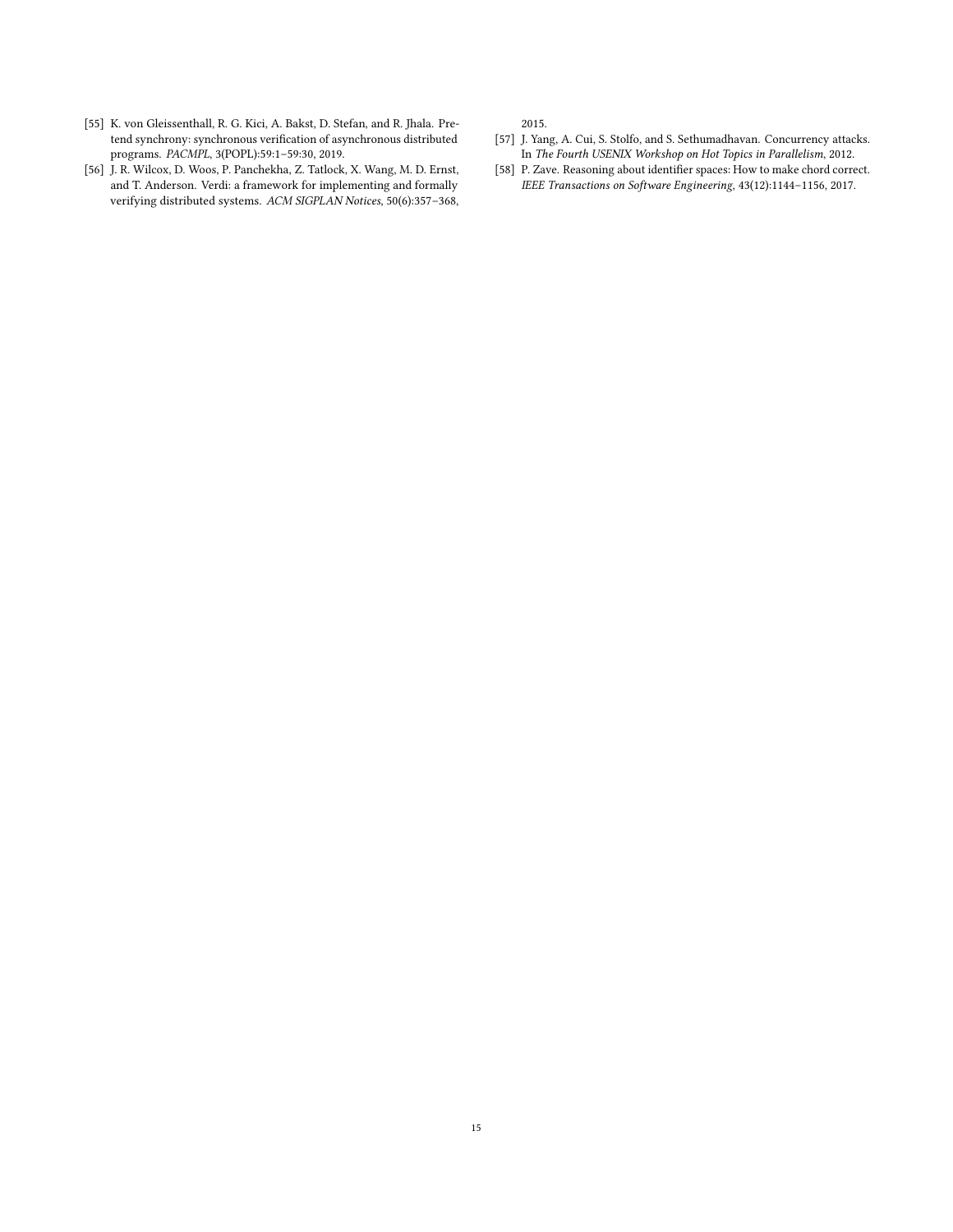[55] K. von Gleissenthall, R. G. Kici, A. Bakst, D. Stefan, and R. Jhala. Pretend synchrony: synchronous verification of asynchronous distributed programs. *PACMPL*, 3(POPL):59:1–59:30, 2019.

[56] J. R. Wilcox, D. Woos, P. Panchekha, Z. Tatlock, X. Wang, M. D. Ernst, and T. Anderson. Verdi: a framework for implementing and formally verifying distributed systems. *ACM SIGPLAN Notices*, 50(6):357–368, 2015.

[57] J. Yang, A. Cui, S. Stolfo, and S. Sethumadhavan. Concurrency attacks. In *The Fourth USENIX Workshop on Hot Topics in Parallelism*, 2012.

[58] P. Zave. Reasoning about identifier spaces: How to make chord correct. *IEEE Transactions on Software Engineering*, 43(12):1144–1156, 2017.